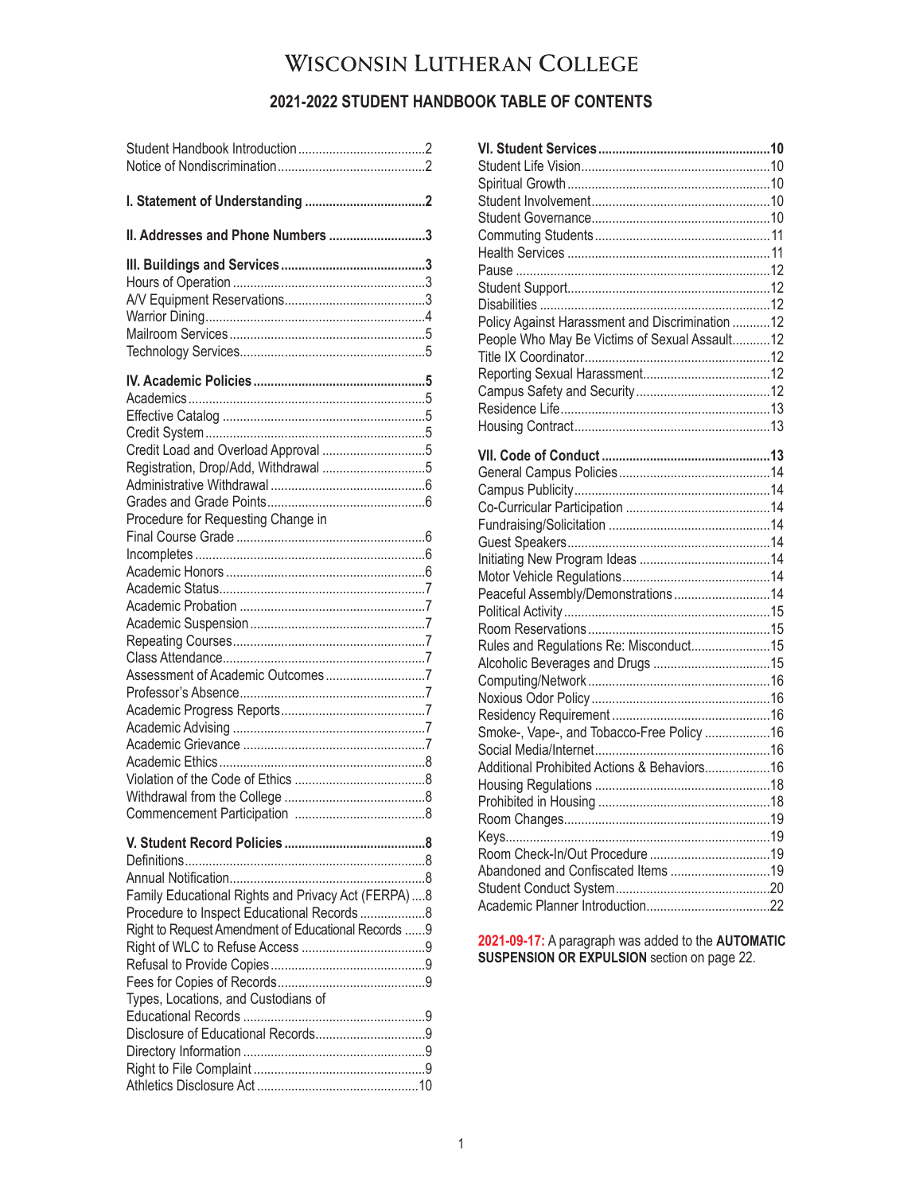# Wisconsin Lutheran College

## 2021-2022 STUDENT HANDBOOK TABLE OF CONTENTS

Student Handbook Introduction .....2
Notice of Nondiscrimination .....2

**I. Statement of Understanding .....2**

**II. Addresses and Phone Numbers .....3**

**III. Buildings and Services .....3**
Hours of Operation .....3
A/V Equipment Reservations .....3
Warrior Dining .....4
Mailroom Services .....5
Technology Services .....5

**IV. Academic Policies .....5**
Academics .....5
Effective Catalog .....5
Credit System .....5
Credit Load and Overload Approval .....5
Registration, Drop/Add, Withdrawal .....5
Administrative Withdrawal .....6
Grades and Grade Points .....6
Procedure for Requesting Change in Final Course Grade .....6
Incompletes .....6
Academic Honors .....6
Academic Status .....7
Academic Probation .....7
Academic Suspension .....7
Repeating Courses .....7
Class Attendance .....7
Assessment of Academic Outcomes .....7
Professor's Absence .....7
Academic Progress Reports .....7
Academic Advising .....7
Academic Grievance .....7
Academic Ethics .....8
Violation of the Code of Ethics .....8
Withdrawal from the College .....8
Commencement Participation .....8

**V. Student Record Policies .....8**
Definitions .....8
Annual Notification .....8
Family Educational Rights and Privacy Act (FERPA) .....8
Procedure to Inspect Educational Records .....8
Right to Request Amendment of Educational Records .....9
Right of WLC to Refuse Access .....9
Refusal to Provide Copies .....9
Fees for Copies of Records .....9
Types, Locations, and Custodians of Educational Records .....9
Disclosure of Educational Records .....9
Directory Information .....9
Right to File Complaint .....9
Athletics Disclosure Act .....10

**VI. Student Services .....10**
Student Life Vision .....10
Spiritual Growth .....10
Student Involvement .....10
Student Governance .....10
Commuting Students .....11
Health Services .....11
Pause .....12
Student Support .....12
Disabilities .....12
Policy Against Harassment and Discrimination .....12
People Who May Be Victims of Sexual Assault .....12
Title IX Coordinator .....12
Reporting Sexual Harassment .....12
Campus Safety and Security .....12
Residence Life .....13
Housing Contract .....13

**VII. Code of Conduct .....13**
General Campus Policies .....14
Campus Publicity .....14
Co-Curricular Participation .....14
Fundraising/Solicitation .....14
Guest Speakers .....14
Initiating New Program Ideas .....14
Motor Vehicle Regulations .....14
Peaceful Assembly/Demonstrations .....14
Political Activity .....15
Room Reservations .....15
Rules and Regulations Re: Misconduct .....15
Alcoholic Beverages and Drugs .....15
Computing/Network .....16
Noxious Odor Policy .....16
Residency Requirement .....16
Smoke-, Vape-, and Tobacco-Free Policy .....16
Social Media/Internet .....16
Additional Prohibited Actions & Behaviors .....16
Housing Regulations .....18
Prohibited in Housing .....18
Room Changes .....19
Keys .....19
Room Check-In/Out Procedure .....19
Abandoned and Confiscated Items .....19
Student Conduct System .....20
Academic Planner Introduction .....22

**2021-09-17:** A paragraph was added to the **AUTOMATIC SUSPENSION OR EXPULSION** section on page 22.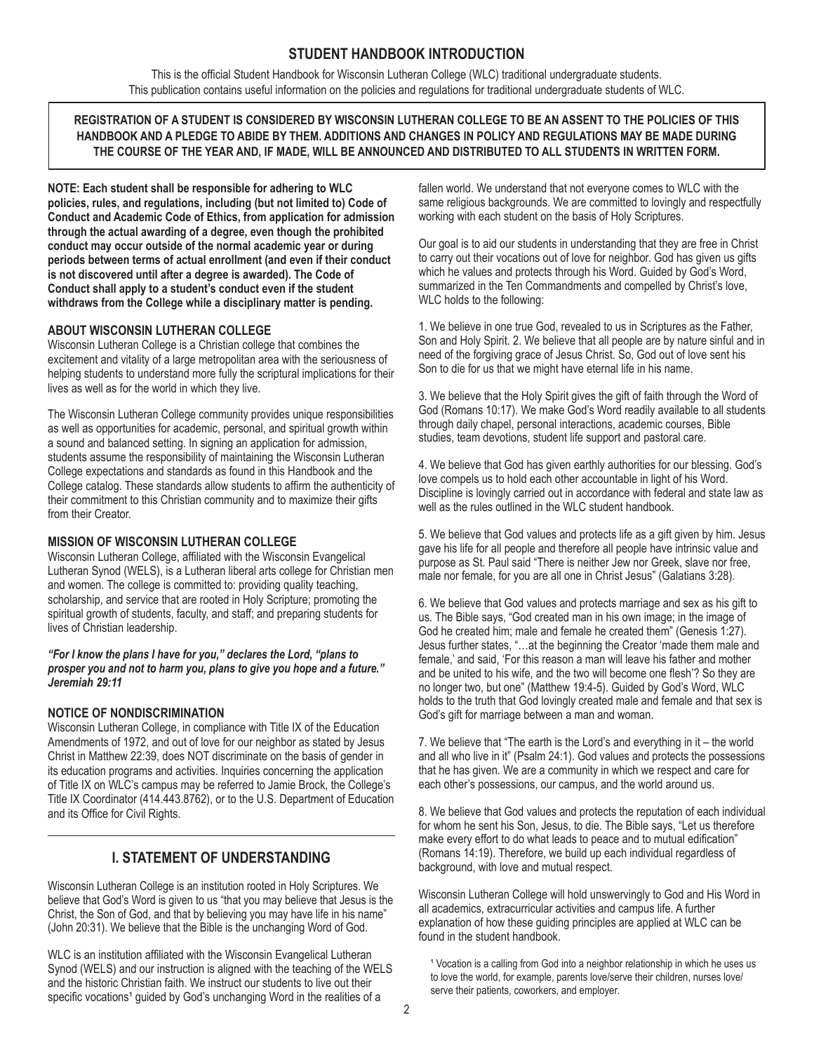## STUDENT HANDBOOK INTRODUCTION

This is the official Student Handbook for Wisconsin Lutheran College (WLC) traditional undergraduate students. This publication contains useful information on the policies and regulations for traditional undergraduate students of WLC.

**REGISTRATION OF A STUDENT IS CONSIDERED BY WISCONSIN LUTHERAN COLLEGE TO BE AN ASSENT TO THE POLICIES OF THIS HANDBOOK AND A PLEDGE TO ABIDE BY THEM. ADDITIONS AND CHANGES IN POLICY AND REGULATIONS MAY BE MADE DURING THE COURSE OF THE YEAR AND, IF MADE, WILL BE ANNOUNCED AND DISTRIBUTED TO ALL STUDENTS IN WRITTEN FORM.**

**NOTE: Each student shall be responsible for adhering to WLC policies, rules, and regulations, including (but not limited to) Code of Conduct and Academic Code of Ethics, from application for admission through the actual awarding of a degree, even though the prohibited conduct may occur outside of the normal academic year or during periods between terms of actual enrollment (and even if their conduct is not discovered until after a degree is awarded). The Code of Conduct shall apply to a student's conduct even if the student withdraws from the College while a disciplinary matter is pending.**

### ABOUT WISCONSIN LUTHERAN COLLEGE

Wisconsin Lutheran College is a Christian college that combines the excitement and vitality of a large metropolitan area with the seriousness of helping students to understand more fully the scriptural implications for their lives as well as for the world in which they live.

The Wisconsin Lutheran College community provides unique responsibilities as well as opportunities for academic, personal, and spiritual growth within a sound and balanced setting. In signing an application for admission, students assume the responsibility of maintaining the Wisconsin Lutheran College expectations and standards as found in this Handbook and the College catalog. These standards allow students to affirm the authenticity of their commitment to this Christian community and to maximize their gifts from their Creator.

### MISSION OF WISCONSIN LUTHERAN COLLEGE

Wisconsin Lutheran College, affiliated with the Wisconsin Evangelical Lutheran Synod (WELS), is a Lutheran liberal arts college for Christian men and women. The college is committed to: providing quality teaching, scholarship, and service that are rooted in Holy Scripture; promoting the spiritual growth of students, faculty, and staff; and preparing students for lives of Christian leadership.

***"For I know the plans I have for you," declares the Lord, "plans to prosper you and not to harm you, plans to give you hope and a future." Jeremiah 29:11***

### NOTICE OF NONDISCRIMINATION

Wisconsin Lutheran College, in compliance with Title IX of the Education Amendments of 1972, and out of love for our neighbor as stated by Jesus Christ in Matthew 22:39, does NOT discriminate on the basis of gender in its education programs and activities. Inquiries concerning the application of Title IX on WLC's campus may be referred to Jamie Brock, the College's Title IX Coordinator (414.443.8762), or to the U.S. Department of Education and its Office for Civil Rights.

## I. STATEMENT OF UNDERSTANDING

Wisconsin Lutheran College is an institution rooted in Holy Scriptures. We believe that God's Word is given to us "that you may believe that Jesus is the Christ, the Son of God, and that by believing you may have life in his name" (John 20:31). We believe that the Bible is the unchanging Word of God.

WLC is an institution affiliated with the Wisconsin Evangelical Lutheran Synod (WELS) and our instruction is aligned with the teaching of the WELS and the historic Christian faith. We instruct our students to live out their specific vocations[1] guided by God's unchanging Word in the realities of a fallen world. We understand that not everyone comes to WLC with the same religious backgrounds. We are committed to lovingly and respectfully working with each student on the basis of Holy Scriptures.

Our goal is to aid our students in understanding that they are free in Christ to carry out their vocations out of love for neighbor. God has given us gifts which he values and protects through his Word. Guided by God's Word, summarized in the Ten Commandments and compelled by Christ's love, WLC holds to the following:

1. We believe in one true God, revealed to us in Scriptures as the Father, Son and Holy Spirit. 2. We believe that all people are by nature sinful and in need of the forgiving grace of Jesus Christ. So, God out of love sent his Son to die for us that we might have eternal life in his name.

3. We believe that the Holy Spirit gives the gift of faith through the Word of God (Romans 10:17). We make God's Word readily available to all students through daily chapel, personal interactions, academic courses, Bible studies, team devotions, student life support and pastoral care.

4. We believe that God has given earthly authorities for our blessing. God's love compels us to hold each other accountable in light of his Word. Discipline is lovingly carried out in accordance with federal and state law as well as the rules outlined in the WLC student handbook.

5. We believe that God values and protects life as a gift given by him. Jesus gave his life for all people and therefore all people have intrinsic value and purpose as St. Paul said "There is neither Jew nor Greek, slave nor free, male nor female, for you are all one in Christ Jesus" (Galatians 3:28).

6. We believe that God values and protects marriage and sex as his gift to us. The Bible says, "God created man in his own image; in the image of God he created him; male and female he created them" (Genesis 1:27). Jesus further states, "…at the beginning the Creator 'made them male and female,' and said, 'For this reason a man will leave his father and mother and be united to his wife, and the two will become one flesh'? So they are no longer two, but one" (Matthew 19:4-5). Guided by God's Word, WLC holds to the truth that God lovingly created male and female and that sex is God's gift for marriage between a man and woman.

7. We believe that "The earth is the Lord's and everything in it – the world and all who live in it" (Psalm 24:1). God values and protects the possessions that he has given. We are a community in which we respect and care for each other's possessions, our campus, and the world around us.

8. We believe that God values and protects the reputation of each individual for whom he sent his Son, Jesus, to die. The Bible says, "Let us therefore make every effort to do what leads to peace and to mutual edification" (Romans 14:19). Therefore, we build up each individual regardless of background, with love and mutual respect.

Wisconsin Lutheran College will hold unswervingly to God and His Word in all academics, extracurricular activities and campus life. A further explanation of how these guiding principles are applied at WLC can be found in the student handbook.

[1] Vocation is a calling from God into a neighbor relationship in which he uses us to love the world, for example, parents love/serve their children, nurses love/serve their patients, coworkers, and employer.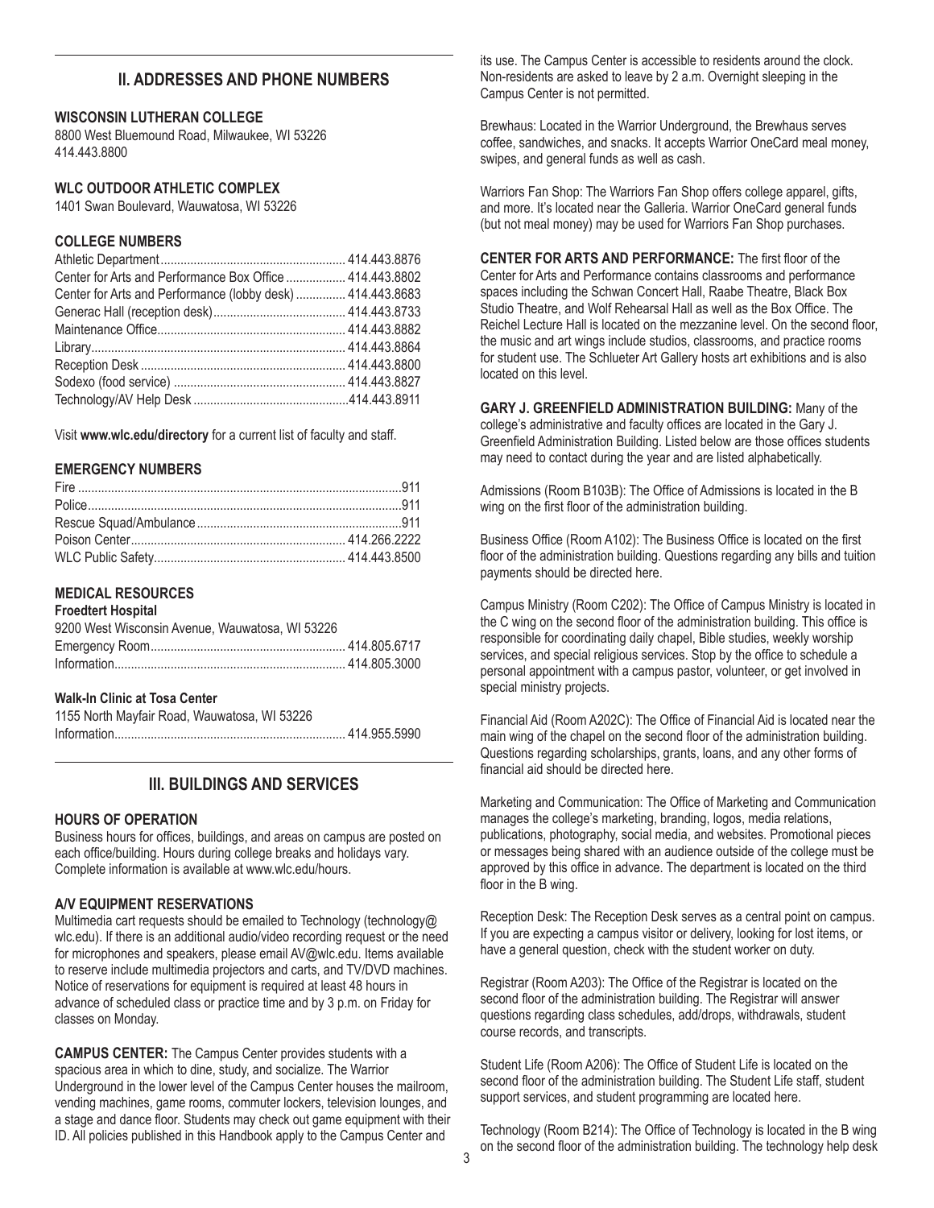## II. ADDRESSES AND PHONE NUMBERS

### WISCONSIN LUTHERAN COLLEGE

8800 West Bluemound Road, Milwaukee, WI 53226
414.443.8800

### WLC OUTDOOR ATHLETIC COMPLEX

1401 Swan Boulevard, Wauwatosa, WI 53226

### COLLEGE NUMBERS

| | |
|---|---|
| Athletic Department | 414.443.8876 |
| Center for Arts and Performance Box Office | 414.443.8802 |
| Center for Arts and Performance (lobby desk) | 414.443.8683 |
| Generac Hall (reception desk) | 414.443.8733 |
| Maintenance Office | 414.443.8882 |
| Library | 414.443.8864 |
| Reception Desk | 414.443.8800 |
| Sodexo (food service) | 414.443.8827 |
| Technology/AV Help Desk | 414.443.8911 |

Visit **www.wlc.edu/directory** for a current list of faculty and staff.

### EMERGENCY NUMBERS

| | |
|---|---|
| Fire | 911 |
| Police | 911 |
| Rescue Squad/Ambulance | 911 |
| Poison Center | 414.266.2222 |
| WLC Public Safety | 414.443.8500 |

### MEDICAL RESOURCES

**Froedtert Hospital**

9200 West Wisconsin Avenue, Wauwatosa, WI 53226

| | |
|---|---|
| Emergency Room | 414.805.6717 |
| Information | 414.805.3000 |

**Walk-In Clinic at Tosa Center**

1155 North Mayfair Road, Wauwatosa, WI 53226

| | |
|---|---|
| Information | 414.955.5990 |

## III. BUILDINGS AND SERVICES

### HOURS OF OPERATION

Business hours for offices, buildings, and areas on campus are posted on each office/building. Hours during college breaks and holidays vary. Complete information is available at www.wlc.edu/hours.

### A/V EQUIPMENT RESERVATIONS

Multimedia cart requests should be emailed to Technology (technology@wlc.edu). If there is an additional audio/video recording request or the need for microphones and speakers, please email AV@wlc.edu. Items available to reserve include multimedia projectors and carts, and TV/DVD machines. Notice of reservations for equipment is required at least 48 hours in advance of scheduled class or practice time and by 3 p.m. on Friday for classes on Monday.

**CAMPUS CENTER:** The Campus Center provides students with a spacious area in which to dine, study, and socialize. The Warrior Underground in the lower level of the Campus Center houses the mailroom, vending machines, game rooms, commuter lockers, television lounges, and a stage and dance floor. Students may check out game equipment with their ID. All policies published in this Handbook apply to the Campus Center and its use. The Campus Center is accessible to residents around the clock. Non-residents are asked to leave by 2 a.m. Overnight sleeping in the Campus Center is not permitted.

Brewhaus: Located in the Warrior Underground, the Brewhaus serves coffee, sandwiches, and snacks. It accepts Warrior OneCard meal money, swipes, and general funds as well as cash.

Warriors Fan Shop: The Warriors Fan Shop offers college apparel, gifts, and more. It's located near the Galleria. Warrior OneCard general funds (but not meal money) may be used for Warriors Fan Shop purchases.

**CENTER FOR ARTS AND PERFORMANCE:** The first floor of the Center for Arts and Performance contains classrooms and performance spaces including the Schwan Concert Hall, Raabe Theatre, Black Box Studio Theatre, and Wolf Rehearsal Hall as well as the Box Office. The Reichel Lecture Hall is located on the mezzanine level. On the second floor, the music and art wings include studios, classrooms, and practice rooms for student use. The Schlueter Art Gallery hosts art exhibitions and is also located on this level.

**GARY J. GREENFIELD ADMINISTRATION BUILDING:** Many of the college's administrative and faculty offices are located in the Gary J. Greenfield Administration Building. Listed below are those offices students may need to contact during the year and are listed alphabetically.

Admissions (Room B103B): The Office of Admissions is located in the B wing on the first floor of the administration building.

Business Office (Room A102): The Business Office is located on the first floor of the administration building. Questions regarding any bills and tuition payments should be directed here.

Campus Ministry (Room C202): The Office of Campus Ministry is located in the C wing on the second floor of the administration building. This office is responsible for coordinating daily chapel, Bible studies, weekly worship services, and special religious services. Stop by the office to schedule a personal appointment with a campus pastor, volunteer, or get involved in special ministry projects.

Financial Aid (Room A202C): The Office of Financial Aid is located near the main wing of the chapel on the second floor of the administration building. Questions regarding scholarships, grants, loans, and any other forms of financial aid should be directed here.

Marketing and Communication: The Office of Marketing and Communication manages the college's marketing, branding, logos, media relations, publications, photography, social media, and websites. Promotional pieces or messages being shared with an audience outside of the college must be approved by this office in advance. The department is located on the third floor in the B wing.

Reception Desk: The Reception Desk serves as a central point on campus. If you are expecting a campus visitor or delivery, looking for lost items, or have a general question, check with the student worker on duty.

Registrar (Room A203): The Office of the Registrar is located on the second floor of the administration building. The Registrar will answer questions regarding class schedules, add/drops, withdrawals, student course records, and transcripts.

Student Life (Room A206): The Office of Student Life is located on the second floor of the administration building. The Student Life staff, student support services, and student programming are located here.

Technology (Room B214): The Office of Technology is located in the B wing on the second floor of the administration building. The technology help desk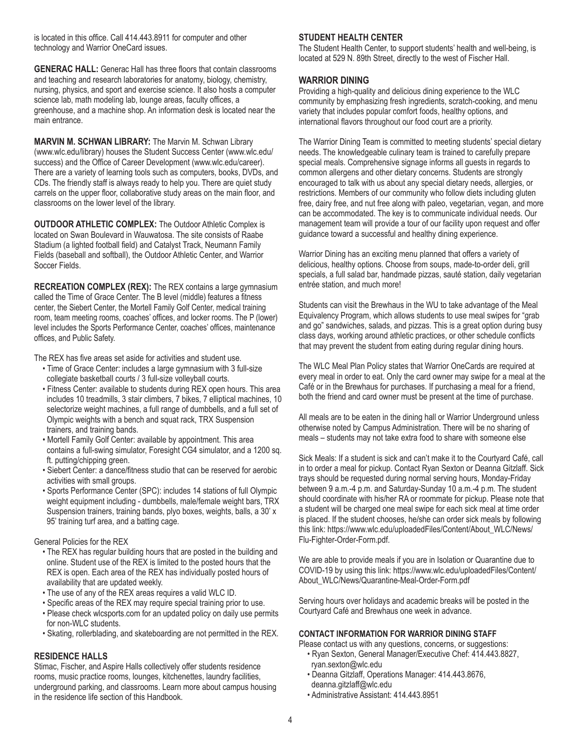is located in this office. Call 414.443.8911 for computer and other technology and Warrior OneCard issues.

**GENERAC HALL:** Generac Hall has three floors that contain classrooms and teaching and research laboratories for anatomy, biology, chemistry, nursing, physics, and sport and exercise science. It also hosts a computer science lab, math modeling lab, lounge areas, faculty offices, a greenhouse, and a machine shop. An information desk is located near the main entrance.

**MARVIN M. SCHWAN LIBRARY:** The Marvin M. Schwan Library (www.wlc.edu/library) houses the Student Success Center (www.wlc.edu/success) and the Office of Career Development (www.wlc.edu/career). There are a variety of learning tools such as computers, books, DVDs, and CDs. The friendly staff is always ready to help you. There are quiet study carrels on the upper floor, collaborative study areas on the main floor, and classrooms on the lower level of the library.

**OUTDOOR ATHLETIC COMPLEX:** The Outdoor Athletic Complex is located on Swan Boulevard in Wauwatosa. The site consists of Raabe Stadium (a lighted football field) and Catalyst Track, Neumann Family Fields (baseball and softball), the Outdoor Athletic Center, and Warrior Soccer Fields.

**RECREATION COMPLEX (REX):** The REX contains a large gymnasium called the Time of Grace Center. The B level (middle) features a fitness center, the Siebert Center, the Mortell Family Golf Center, medical training room, team meeting rooms, coaches' offices, and locker rooms. The P (lower) level includes the Sports Performance Center, coaches' offices, maintenance offices, and Public Safety.

The REX has five areas set aside for activities and student use.

- Time of Grace Center: includes a large gymnasium with 3 full-size collegiate basketball courts / 3 full-size volleyball courts.
- Fitness Center: available to students during REX open hours. This area includes 10 treadmills, 3 stair climbers, 7 bikes, 7 elliptical machines, 10 selectorize weight machines, a full range of dumbbells, and a full set of Olympic weights with a bench and squat rack, TRX Suspension trainers, and training bands.
- Mortell Family Golf Center: available by appointment. This area contains a full-swing simulator, Foresight CG4 simulator, and a 1200 sq. ft. putting/chipping green.
- Siebert Center: a dance/fitness studio that can be reserved for aerobic activities with small groups.
- Sports Performance Center (SPC): includes 14 stations of full Olympic weight equipment including - dumbbells, male/female weight bars, TRX Suspension trainers, training bands, plyo boxes, weights, balls, a 30' x 95' training turf area, and a batting cage.

General Policies for the REX

- The REX has regular building hours that are posted in the building and online. Student use of the REX is limited to the posted hours that the REX is open. Each area of the REX has individually posted hours of availability that are updated weekly.
- The use of any of the REX areas requires a valid WLC ID.
- Specific areas of the REX may require special training prior to use.
- Please check wlcsports.com for an updated policy on daily use permits for non-WLC students.
- Skating, rollerblading, and skateboarding are not permitted in the REX.

### RESIDENCE HALLS

Stimac, Fischer, and Aspire Halls collectively offer students residence rooms, music practice rooms, lounges, kitchenettes, laundry facilities, underground parking, and classrooms. Learn more about campus housing in the residence life section of this Handbook.

### STUDENT HEALTH CENTER

The Student Health Center, to support students' health and well-being, is located at 529 N. 89th Street, directly to the west of Fischer Hall.

### WARRIOR DINING

Providing a high-quality and delicious dining experience to the WLC community by emphasizing fresh ingredients, scratch-cooking, and menu variety that includes popular comfort foods, healthy options, and international flavors throughout our food court are a priority.

The Warrior Dining Team is committed to meeting students' special dietary needs. The knowledgeable culinary team is trained to carefully prepare special meals. Comprehensive signage informs all guests in regards to common allergens and other dietary concerns. Students are strongly encouraged to talk with us about any special dietary needs, allergies, or restrictions. Members of our community who follow diets including gluten free, dairy free, and nut free along with paleo, vegetarian, vegan, and more can be accommodated. The key is to communicate individual needs. Our management team will provide a tour of our facility upon request and offer guidance toward a successful and healthy dining experience.

Warrior Dining has an exciting menu planned that offers a variety of delicious, healthy options. Choose from soups, made-to-order deli, grill specials, a full salad bar, handmade pizzas, sauté station, daily vegetarian entrée station, and much more!

Students can visit the Brewhaus in the WU to take advantage of the Meal Equivalency Program, which allows students to use meal swipes for "grab and go" sandwiches, salads, and pizzas. This is a great option during busy class days, working around athletic practices, or other schedule conflicts that may prevent the student from eating during regular dining hours.

The WLC Meal Plan Policy states that Warrior OneCards are required at every meal in order to eat. Only the card owner may swipe for a meal at the Café or in the Brewhaus for purchases. If purchasing a meal for a friend, both the friend and card owner must be present at the time of purchase.

All meals are to be eaten in the dining hall or Warrior Underground unless otherwise noted by Campus Administration. There will be no sharing of meals – students may not take extra food to share with someone else

Sick Meals: If a student is sick and can't make it to the Courtyard Café, call in to order a meal for pickup. Contact Ryan Sexton or Deanna Gitzlaff. Sick trays should be requested during normal serving hours, Monday-Friday between 9 a.m.-4 p.m. and Saturday-Sunday 10 a.m.-4 p.m. The student should coordinate with his/her RA or roommate for pickup. Please note that a student will be charged one meal swipe for each sick meal at time order is placed. If the student chooses, he/she can order sick meals by following this link: https://www.wlc.edu/uploadedFiles/Content/About_WLC/News/Flu-Fighter-Order-Form.pdf.

We are able to provide meals if you are in Isolation or Quarantine due to COVID-19 by using this link: https://www.wlc.edu/uploadedFiles/Content/About_WLC/News/Quarantine-Meal-Order-Form.pdf

Serving hours over holidays and academic breaks will be posted in the Courtyard Café and Brewhaus one week in advance.

#### CONTACT INFORMATION FOR WARRIOR DINING STAFF

Please contact us with any questions, concerns, or suggestions:

- Ryan Sexton, General Manager/Executive Chef: 414.443.8827, ryan.sexton@wlc.edu
- Deanna Gitzlaff, Operations Manager: 414.443.8676, deanna.gitzlaff@wlc.edu
- Administrative Assistant: 414.443.8951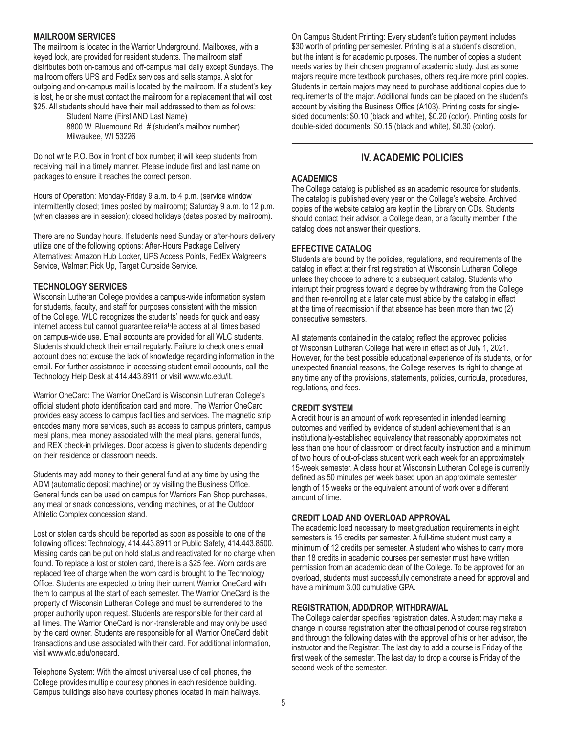### MAILROOM SERVICES

The mailroom is located in the Warrior Underground. Mailboxes, with a keyed lock, are provided for resident students. The mailroom staff distributes both on-campus and off-campus mail daily except Sundays. The mailroom offers UPS and FedEx services and sells stamps. A slot for outgoing and on-campus mail is located by the mailroom. If a student's key is lost, he or she must contact the mailroom for a replacement that will cost $25. All students should have their mail addressed to them as follows:

Student Name (First AND Last Name)
8800 W. Bluemound Rd. # (student's mailbox number)
Milwaukee, WI 53226

Do not write P.O. Box in front of box number; it will keep students from receiving mail in a timely manner. Please include first and last name on packages to ensure it reaches the correct person.

Hours of Operation: Monday-Friday 9 a.m. to 4 p.m. (service window intermittently closed; times posted by mailroom); Saturday 9 a.m. to 12 p.m. (when classes are in session); closed holidays (dates posted by mailroom).

There are no Sunday hours. If students need Sunday or after-hours delivery utilize one of the following options: After-Hours Package Delivery Alternatives: Amazon Hub Locker, UPS Access Points, FedEx Walgreens Service, Walmart Pick Up, Target Curbside Service.

### TECHNOLOGY SERVICES

Wisconsin Lutheran College provides a campus-wide information system for students, faculty, and staff for purposes consistent with the mission of the College. WLC recognizes the students' needs for quick and easy internet access but cannot guarantee reliable access at all times based on campus-wide use. Email accounts are provided for all WLC students. Students should check their email regularly. Failure to check one's email account does not excuse the lack of knowledge regarding information in the email. For further assistance in accessing student email accounts, call the Technology Help Desk at 414.443.8911 or visit www.wlc.edu/it.

Warrior OneCard: The Warrior OneCard is Wisconsin Lutheran College's official student photo identification card and more. The Warrior OneCard provides easy access to campus facilities and services. The magnetic strip encodes many more services, such as access to campus printers, campus meal plans, meal money associated with the meal plans, general funds, and REX check-in privileges. Door access is given to students depending on their residence or classroom needs.

Students may add money to their general fund at any time by using the ADM (automatic deposit machine) or by visiting the Business Office. General funds can be used on campus for Warriors Fan Shop purchases, any meal or snack concessions, vending machines, or at the Outdoor Athletic Complex concession stand.

Lost or stolen cards should be reported as soon as possible to one of the following offices: Technology, 414.443.8911 or Public Safety, 414.443.8500. Missing cards can be put on hold status and reactivated for no charge when found. To replace a lost or stolen card, there is a $25 fee. Worn cards are replaced free of charge when the worn card is brought to the Technology Office. Students are expected to bring their current Warrior OneCard with them to campus at the start of each semester. The Warrior OneCard is the property of Wisconsin Lutheran College and must be surrendered to the proper authority upon request. Students are responsible for their card at all times. The Warrior OneCard is non-transferable and may only be used by the card owner. Students are responsible for all Warrior OneCard debit transactions and use associated with their card. For additional information, visit www.wlc.edu/onecard.

Telephone System: With the almost universal use of cell phones, the College provides multiple courtesy phones in each residence building. Campus buildings also have courtesy phones located in main hallways.

On Campus Student Printing: Every student's tuition payment includes $30 worth of printing per semester. Printing is at a student's discretion, but the intent is for academic purposes. The number of copies a student needs varies by their chosen program of academic study. Just as some majors require more textbook purchases, others require more print copies. Students in certain majors may need to purchase additional copies due to requirements of the major. Additional funds can be placed on the student's account by visiting the Business Office (A103). Printing costs for single-sided documents: $0.10 (black and white), $0.20 (color). Printing costs for double-sided documents: $0.15 (black and white), $0.30 (color).

## IV. ACADEMIC POLICIES

### ACADEMICS

The College catalog is published as an academic resource for students. The catalog is published every year on the College's website. Archived copies of the website catalog are kept in the Library on CDs. Students should contact their advisor, a College dean, or a faculty member if the catalog does not answer their questions.

### EFFECTIVE CATALOG

Students are bound by the policies, regulations, and requirements of the catalog in effect at their first registration at Wisconsin Lutheran College unless they choose to adhere to a subsequent catalog. Students who interrupt their progress toward a degree by withdrawing from the College and then re-enrolling at a later date must abide by the catalog in effect at the time of readmission if that absence has been more than two (2) consecutive semesters.

All statements contained in the catalog reflect the approved policies of Wisconsin Lutheran College that were in effect as of July 1, 2021. However, for the best possible educational experience of its students, or for unexpected financial reasons, the College reserves its right to change at any time any of the provisions, statements, policies, curricula, procedures, regulations, and fees.

### CREDIT SYSTEM

A credit hour is an amount of work represented in intended learning outcomes and verified by evidence of student achievement that is an institutionally-established equivalency that reasonably approximates not less than one hour of classroom or direct faculty instruction and a minimum of two hours of out-of-class student work each week for an approximately 15-week semester. A class hour at Wisconsin Lutheran College is currently defined as 50 minutes per week based upon an approximate semester length of 15 weeks or the equivalent amount of work over a different amount of time.

### CREDIT LOAD AND OVERLOAD APPROVAL

The academic load necessary to meet graduation requirements in eight semesters is 15 credits per semester. A full-time student must carry a minimum of 12 credits per semester. A student who wishes to carry more than 18 credits in academic courses per semester must have written permission from an academic dean of the College. To be approved for an overload, students must successfully demonstrate a need for approval and have a minimum 3.00 cumulative GPA.

### REGISTRATION, ADD/DROP, WITHDRAWAL

The College calendar specifies registration dates. A student may make a change in course registration after the official period of course registration and through the following dates with the approval of his or her advisor, the instructor and the Registrar. The last day to add a course is Friday of the first week of the semester. The last day to drop a course is Friday of the second week of the semester.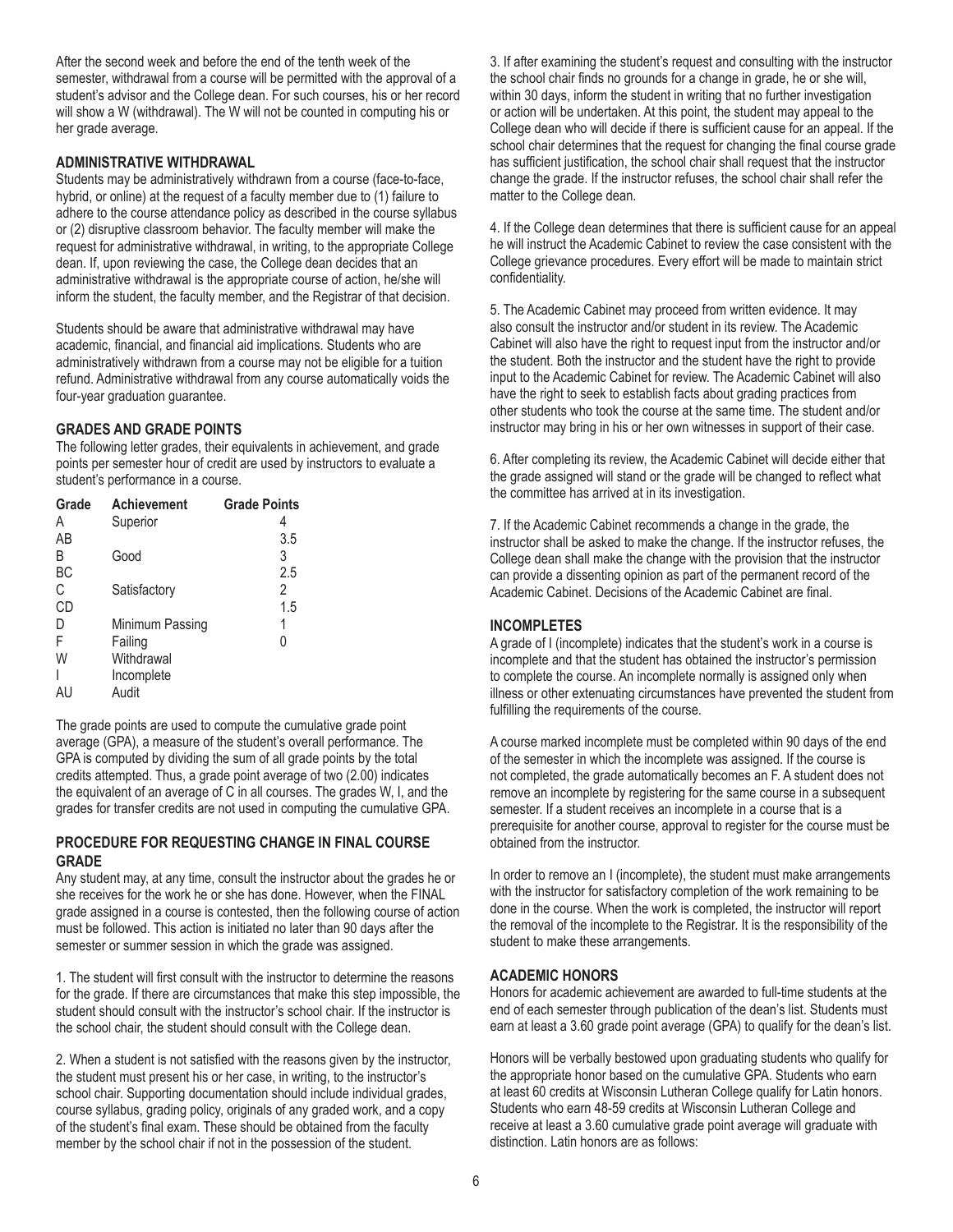After the second week and before the end of the tenth week of the semester, withdrawal from a course will be permitted with the approval of a student's advisor and the College dean. For such courses, his or her record will show a W (withdrawal). The W will not be counted in computing his or her grade average.

### ADMINISTRATIVE WITHDRAWAL

Students may be administratively withdrawn from a course (face-to-face, hybrid, or online) at the request of a faculty member due to (1) failure to adhere to the course attendance policy as described in the course syllabus or (2) disruptive classroom behavior. The faculty member will make the request for administrative withdrawal, in writing, to the appropriate College dean. If, upon reviewing the case, the College dean decides that an administrative withdrawal is the appropriate course of action, he/she will inform the student, the faculty member, and the Registrar of that decision.

Students should be aware that administrative withdrawal may have academic, financial, and financial aid implications. Students who are administratively withdrawn from a course may not be eligible for a tuition refund. Administrative withdrawal from any course automatically voids the four-year graduation guarantee.

### GRADES AND GRADE POINTS

The following letter grades, their equivalents in achievement, and grade points per semester hour of credit are used by instructors to evaluate a student's performance in a course.

| Grade | Achievement | Grade Points |
|---|---|---|
| A | Superior | 4 |
| AB | | 3.5 |
| B | Good | 3 |
| BC | | 2.5 |
| C | Satisfactory | 2 |
| CD | | 1.5 |
| D | Minimum Passing | 1 |
| F | Failing | 0 |
| W | Withdrawal | |
| I | Incomplete | |
| AU | Audit | |

The grade points are used to compute the cumulative grade point average (GPA), a measure of the student's overall performance. The GPA is computed by dividing the sum of all grade points by the total credits attempted. Thus, a grade point average of two (2.00) indicates the equivalent of an average of C in all courses. The grades W, I, and the grades for transfer credits are not used in computing the cumulative GPA.

### PROCEDURE FOR REQUESTING CHANGE IN FINAL COURSE GRADE

Any student may, at any time, consult the instructor about the grades he or she receives for the work he or she has done. However, when the FINAL grade assigned in a course is contested, then the following course of action must be followed. This action is initiated no later than 90 days after the semester or summer session in which the grade was assigned.

1. The student will first consult with the instructor to determine the reasons for the grade. If there are circumstances that make this step impossible, the student should consult with the instructor's school chair. If the instructor is the school chair, the student should consult with the College dean.

2. When a student is not satisfied with the reasons given by the instructor, the student must present his or her case, in writing, to the instructor's school chair. Supporting documentation should include individual grades, course syllabus, grading policy, originals of any graded work, and a copy of the student's final exam. These should be obtained from the faculty member by the school chair if not in the possession of the student.

3. If after examining the student's request and consulting with the instructor the school chair finds no grounds for a change in grade, he or she will, within 30 days, inform the student in writing that no further investigation or action will be undertaken. At this point, the student may appeal to the College dean who will decide if there is sufficient cause for an appeal. If the school chair determines that the request for changing the final course grade has sufficient justification, the school chair shall request that the instructor change the grade. If the instructor refuses, the school chair shall refer the matter to the College dean.

4. If the College dean determines that there is sufficient cause for an appeal he will instruct the Academic Cabinet to review the case consistent with the College grievance procedures. Every effort will be made to maintain strict confidentiality.

5. The Academic Cabinet may proceed from written evidence. It may also consult the instructor and/or student in its review. The Academic Cabinet will also have the right to request input from the instructor and/or the student. Both the instructor and the student have the right to provide input to the Academic Cabinet for review. The Academic Cabinet will also have the right to seek to establish facts about grading practices from other students who took the course at the same time. The student and/or instructor may bring in his or her own witnesses in support of their case.

6. After completing its review, the Academic Cabinet will decide either that the grade assigned will stand or the grade will be changed to reflect what the committee has arrived at in its investigation.

7. If the Academic Cabinet recommends a change in the grade, the instructor shall be asked to make the change. If the instructor refuses, the College dean shall make the change with the provision that the instructor can provide a dissenting opinion as part of the permanent record of the Academic Cabinet. Decisions of the Academic Cabinet are final.

### INCOMPLETES

A grade of I (incomplete) indicates that the student's work in a course is incomplete and that the student has obtained the instructor's permission to complete the course. An incomplete normally is assigned only when illness or other extenuating circumstances have prevented the student from fulfilling the requirements of the course.

A course marked incomplete must be completed within 90 days of the end of the semester in which the incomplete was assigned. If the course is not completed, the grade automatically becomes an F. A student does not remove an incomplete by registering for the same course in a subsequent semester. If a student receives an incomplete in a course that is a prerequisite for another course, approval to register for the course must be obtained from the instructor.

In order to remove an I (incomplete), the student must make arrangements with the instructor for satisfactory completion of the work remaining to be done in the course. When the work is completed, the instructor will report the removal of the incomplete to the Registrar. It is the responsibility of the student to make these arrangements.

### ACADEMIC HONORS

Honors for academic achievement are awarded to full-time students at the end of each semester through publication of the dean's list. Students must earn at least a 3.60 grade point average (GPA) to qualify for the dean's list.

Honors will be verbally bestowed upon graduating students who qualify for the appropriate honor based on the cumulative GPA. Students who earn at least 60 credits at Wisconsin Lutheran College qualify for Latin honors. Students who earn 48-59 credits at Wisconsin Lutheran College and receive at least a 3.60 cumulative grade point average will graduate with distinction. Latin honors are as follows: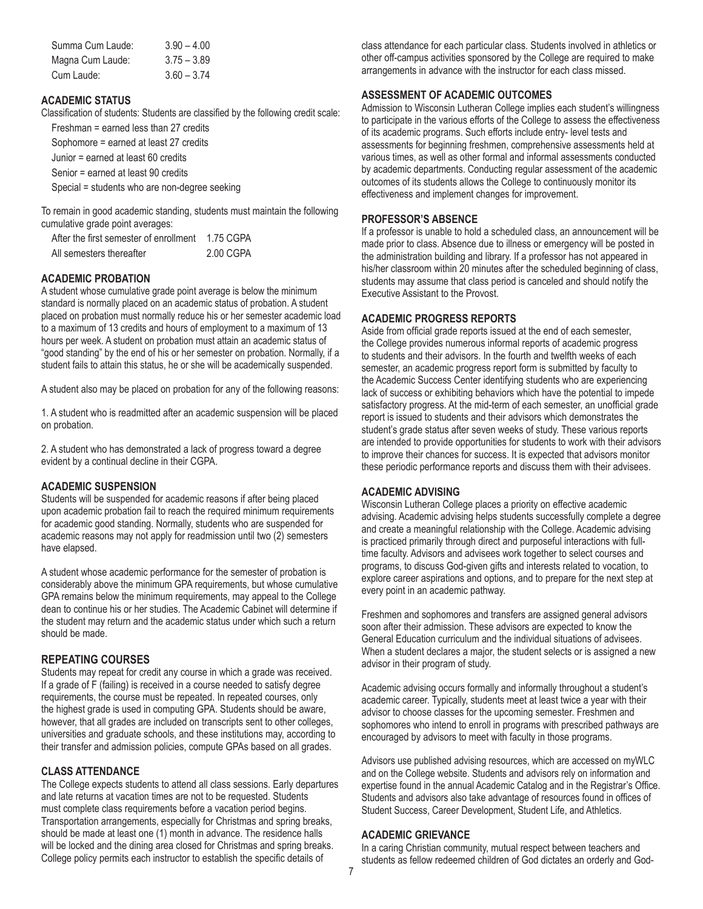| | |
|---|---|
| Summa Cum Laude: | 3.90 – 4.00 |
| Magna Cum Laude: | 3.75 – 3.89 |
| Cum Laude: | 3.60 – 3.74 |

## ACADEMIC STATUS

Classification of students: Students are classified by the following credit scale:

Freshman = earned less than 27 credits

Sophomore = earned at least 27 credits

Junior = earned at least 60 credits

Senior = earned at least 90 credits

Special = students who are non-degree seeking

To remain in good academic standing, students must maintain the following cumulative grade point averages:

| | |
|---|---|
| After the first semester of enrollment | 1.75 CGPA |
| All semesters thereafter | 2.00 CGPA |

## ACADEMIC PROBATION

A student whose cumulative grade point average is below the minimum standard is normally placed on an academic status of probation. A student placed on probation must normally reduce his or her semester academic load to a maximum of 13 credits and hours of employment to a maximum of 13 hours per week. A student on probation must attain an academic status of "good standing" by the end of his or her semester on probation. Normally, if a student fails to attain this status, he or she will be academically suspended.

A student also may be placed on probation for any of the following reasons:

1. A student who is readmitted after an academic suspension will be placed on probation.

2. A student who has demonstrated a lack of progress toward a degree evident by a continual decline in their CGPA.

## ACADEMIC SUSPENSION

Students will be suspended for academic reasons if after being placed upon academic probation fail to reach the required minimum requirements for academic good standing. Normally, students who are suspended for academic reasons may not apply for readmission until two (2) semesters have elapsed.

A student whose academic performance for the semester of probation is considerably above the minimum GPA requirements, but whose cumulative GPA remains below the minimum requirements, may appeal to the College dean to continue his or her studies. The Academic Cabinet will determine if the student may return and the academic status under which such a return should be made.

## REPEATING COURSES

Students may repeat for credit any course in which a grade was received. If a grade of F (failing) is received in a course needed to satisfy degree requirements, the course must be repeated. In repeated courses, only the highest grade is used in computing GPA. Students should be aware, however, that all grades are included on transcripts sent to other colleges, universities and graduate schools, and these institutions may, according to their transfer and admission policies, compute GPAs based on all grades.

## CLASS ATTENDANCE

The College expects students to attend all class sessions. Early departures and late returns at vacation times are not to be requested. Students must complete class requirements before a vacation period begins. Transportation arrangements, especially for Christmas and spring breaks, should be made at least one (1) month in advance. The residence halls will be locked and the dining area closed for Christmas and spring breaks. College policy permits each instructor to establish the specific details of class attendance for each particular class. Students involved in athletics or other off-campus activities sponsored by the College are required to make arrangements in advance with the instructor for each class missed.

## ASSESSMENT OF ACADEMIC OUTCOMES

Admission to Wisconsin Lutheran College implies each student's willingness to participate in the various efforts of the College to assess the effectiveness of its academic programs. Such efforts include entry- level tests and assessments for beginning freshmen, comprehensive assessments held at various times, as well as other formal and informal assessments conducted by academic departments. Conducting regular assessment of the academic outcomes of its students allows the College to continuously monitor its effectiveness and implement changes for improvement.

## PROFESSOR'S ABSENCE

If a professor is unable to hold a scheduled class, an announcement will be made prior to class. Absence due to illness or emergency will be posted in the administration building and library. If a professor has not appeared in his/her classroom within 20 minutes after the scheduled beginning of class, students may assume that class period is canceled and should notify the Executive Assistant to the Provost.

## ACADEMIC PROGRESS REPORTS

Aside from official grade reports issued at the end of each semester, the College provides numerous informal reports of academic progress to students and their advisors. In the fourth and twelfth weeks of each semester, an academic progress report form is submitted by faculty to the Academic Success Center identifying students who are experiencing lack of success or exhibiting behaviors which have the potential to impede satisfactory progress. At the mid-term of each semester, an unofficial grade report is issued to students and their advisors which demonstrates the student's grade status after seven weeks of study. These various reports are intended to provide opportunities for students to work with their advisors to improve their chances for success. It is expected that advisors monitor these periodic performance reports and discuss them with their advisees.

## ACADEMIC ADVISING

Wisconsin Lutheran College places a priority on effective academic advising. Academic advising helps students successfully complete a degree and create a meaningful relationship with the College. Academic advising is practiced primarily through direct and purposeful interactions with full-time faculty. Advisors and advisees work together to select courses and programs, to discuss God-given gifts and interests related to vocation, to explore career aspirations and options, and to prepare for the next step at every point in an academic pathway.

Freshmen and sophomores and transfers are assigned general advisors soon after their admission. These advisors are expected to know the General Education curriculum and the individual situations of advisees. When a student declares a major, the student selects or is assigned a new advisor in their program of study.

Academic advising occurs formally and informally throughout a student's academic career. Typically, students meet at least twice a year with their advisor to choose classes for the upcoming semester. Freshmen and sophomores who intend to enroll in programs with prescribed pathways are encouraged by advisors to meet with faculty in those programs.

Advisors use published advising resources, which are accessed on myWLC and on the College website. Students and advisors rely on information and expertise found in the annual Academic Catalog and in the Registrar's Office. Students and advisors also take advantage of resources found in offices of Student Success, Career Development, Student Life, and Athletics.

## ACADEMIC GRIEVANCE

In a caring Christian community, mutual respect between teachers and students as fellow redeemed children of God dictates an orderly and God-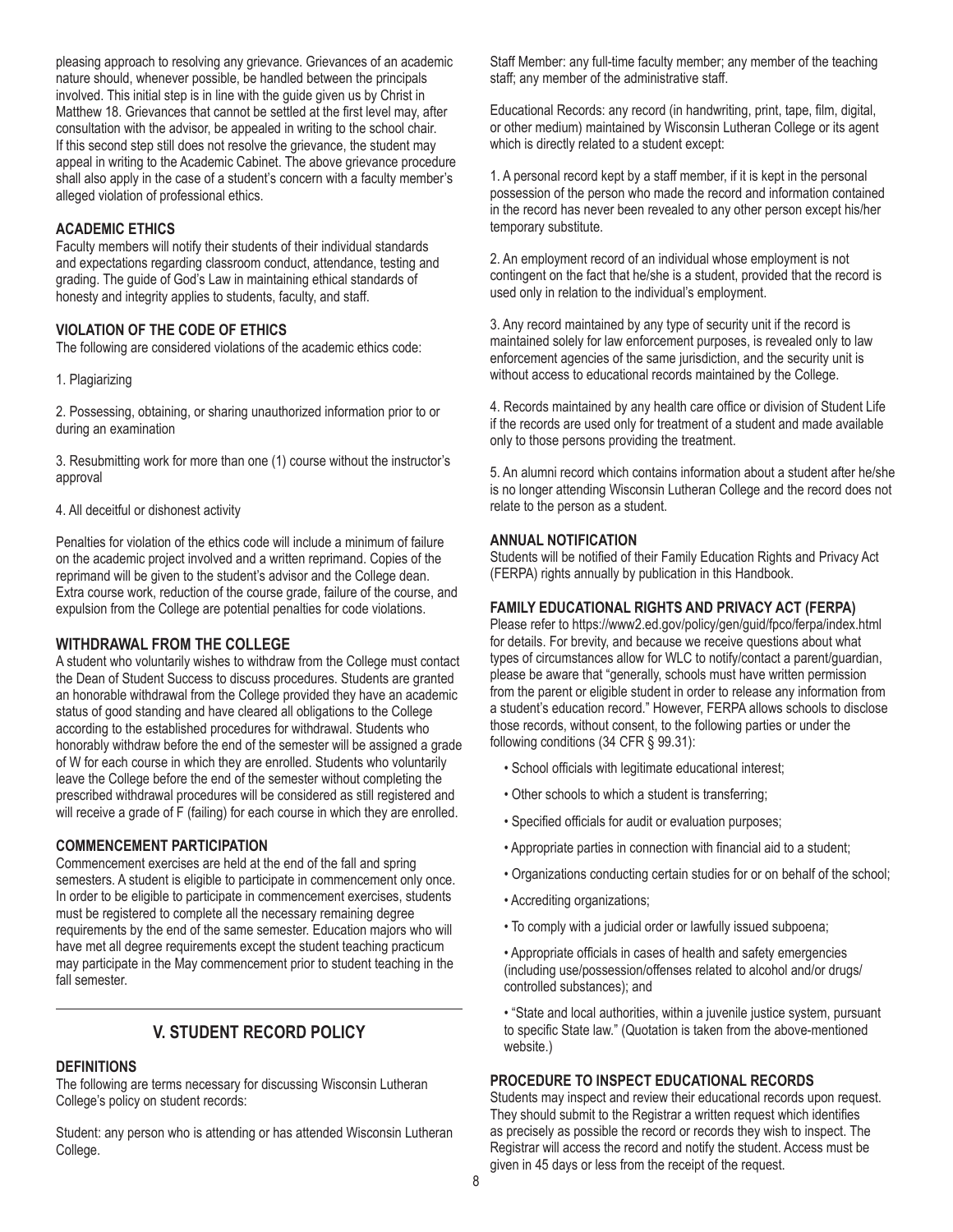pleasing approach to resolving any grievance. Grievances of an academic nature should, whenever possible, be handled between the principals involved. This initial step is in line with the guide given us by Christ in Matthew 18. Grievances that cannot be settled at the first level may, after consultation with the advisor, be appealed in writing to the school chair. If this second step still does not resolve the grievance, the student may appeal in writing to the Academic Cabinet. The above grievance procedure shall also apply in the case of a student's concern with a faculty member's alleged violation of professional ethics.

### ACADEMIC ETHICS

Faculty members will notify their students of their individual standards and expectations regarding classroom conduct, attendance, testing and grading. The guide of God's Law in maintaining ethical standards of honesty and integrity applies to students, faculty, and staff.

### VIOLATION OF THE CODE OF ETHICS

The following are considered violations of the academic ethics code:

1. Plagiarizing

2. Possessing, obtaining, or sharing unauthorized information prior to or during an examination

3. Resubmitting work for more than one (1) course without the instructor's approval

4. All deceitful or dishonest activity

Penalties for violation of the ethics code will include a minimum of failure on the academic project involved and a written reprimand. Copies of the reprimand will be given to the student's advisor and the College dean. Extra course work, reduction of the course grade, failure of the course, and expulsion from the College are potential penalties for code violations.

### WITHDRAWAL FROM THE COLLEGE

A student who voluntarily wishes to withdraw from the College must contact the Dean of Student Success to discuss procedures. Students are granted an honorable withdrawal from the College provided they have an academic status of good standing and have cleared all obligations to the College according to the established procedures for withdrawal. Students who honorably withdraw before the end of the semester will be assigned a grade of W for each course in which they are enrolled. Students who voluntarily leave the College before the end of the semester without completing the prescribed withdrawal procedures will be considered as still registered and will receive a grade of F (failing) for each course in which they are enrolled.

### COMMENCEMENT PARTICIPATION

Commencement exercises are held at the end of the fall and spring semesters. A student is eligible to participate in commencement only once. In order to be eligible to participate in commencement exercises, students must be registered to complete all the necessary remaining degree requirements by the end of the same semester. Education majors who will have met all degree requirements except the student teaching practicum may participate in the May commencement prior to student teaching in the fall semester.

## V. STUDENT RECORD POLICY

### DEFINITIONS

The following are terms necessary for discussing Wisconsin Lutheran College's policy on student records:

Student: any person who is attending or has attended Wisconsin Lutheran College.

Staff Member: any full-time faculty member; any member of the teaching staff; any member of the administrative staff.

Educational Records: any record (in handwriting, print, tape, film, digital, or other medium) maintained by Wisconsin Lutheran College or its agent which is directly related to a student except:

1. A personal record kept by a staff member, if it is kept in the personal possession of the person who made the record and information contained in the record has never been revealed to any other person except his/her temporary substitute.

2. An employment record of an individual whose employment is not contingent on the fact that he/she is a student, provided that the record is used only in relation to the individual's employment.

3. Any record maintained by any type of security unit if the record is maintained solely for law enforcement purposes, is revealed only to law enforcement agencies of the same jurisdiction, and the security unit is without access to educational records maintained by the College.

4. Records maintained by any health care office or division of Student Life if the records are used only for treatment of a student and made available only to those persons providing the treatment.

5. An alumni record which contains information about a student after he/she is no longer attending Wisconsin Lutheran College and the record does not relate to the person as a student.

### ANNUAL NOTIFICATION

Students will be notified of their Family Education Rights and Privacy Act (FERPA) rights annually by publication in this Handbook.

### FAMILY EDUCATIONAL RIGHTS AND PRIVACY ACT (FERPA)

Please refer to https://www2.ed.gov/policy/gen/guid/fpco/ferpa/index.html for details. For brevity, and because we receive questions about what types of circumstances allow for WLC to notify/contact a parent/guardian, please be aware that "generally, schools must have written permission from the parent or eligible student in order to release any information from a student's education record." However, FERPA allows schools to disclose those records, without consent, to the following parties or under the following conditions (34 CFR § 99.31):

- School officials with legitimate educational interest;
- Other schools to which a student is transferring;
- Specified officials for audit or evaluation purposes;
- Appropriate parties in connection with financial aid to a student;
- Organizations conducting certain studies for or on behalf of the school;
- Accrediting organizations;
- To comply with a judicial order or lawfully issued subpoena;
- Appropriate officials in cases of health and safety emergencies (including use/possession/offenses related to alcohol and/or drugs/controlled substances); and
- "State and local authorities, within a juvenile justice system, pursuant to specific State law." (Quotation is taken from the above-mentioned website.)

### PROCEDURE TO INSPECT EDUCATIONAL RECORDS

Students may inspect and review their educational records upon request. They should submit to the Registrar a written request which identifies as precisely as possible the record or records they wish to inspect. The Registrar will access the record and notify the student. Access must be given in 45 days or less from the receipt of the request.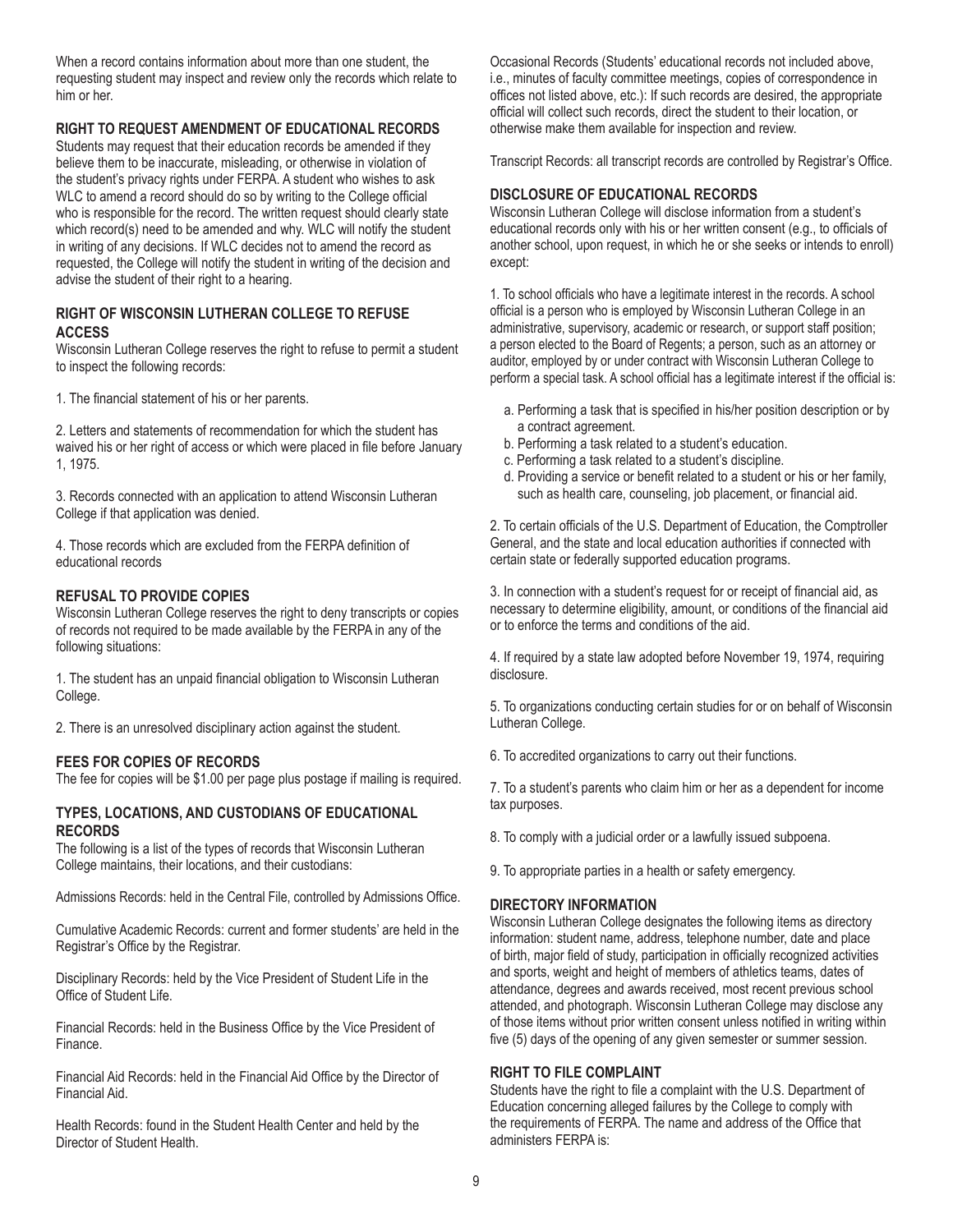When a record contains information about more than one student, the requesting student may inspect and review only the records which relate to him or her.

## RIGHT TO REQUEST AMENDMENT OF EDUCATIONAL RECORDS

Students may request that their education records be amended if they believe them to be inaccurate, misleading, or otherwise in violation of the student's privacy rights under FERPA. A student who wishes to ask WLC to amend a record should do so by writing to the College official who is responsible for the record. The written request should clearly state which record(s) need to be amended and why. WLC will notify the student in writing of any decisions. If WLC decides not to amend the record as requested, the College will notify the student in writing of the decision and advise the student of their right to a hearing.

## RIGHT OF WISCONSIN LUTHERAN COLLEGE TO REFUSE ACCESS

Wisconsin Lutheran College reserves the right to refuse to permit a student to inspect the following records:

1. The financial statement of his or her parents.

2. Letters and statements of recommendation for which the student has waived his or her right of access or which were placed in file before January 1, 1975.

3. Records connected with an application to attend Wisconsin Lutheran College if that application was denied.

4. Those records which are excluded from the FERPA definition of educational records

## REFUSAL TO PROVIDE COPIES

Wisconsin Lutheran College reserves the right to deny transcripts or copies of records not required to be made available by the FERPA in any of the following situations:

1. The student has an unpaid financial obligation to Wisconsin Lutheran College.

2. There is an unresolved disciplinary action against the student.

## FEES FOR COPIES OF RECORDS

The fee for copies will be $1.00 per page plus postage if mailing is required.

## TYPES, LOCATIONS, AND CUSTODIANS OF EDUCATIONAL RECORDS

The following is a list of the types of records that Wisconsin Lutheran College maintains, their locations, and their custodians:

Admissions Records: held in the Central File, controlled by Admissions Office.

Cumulative Academic Records: current and former students' are held in the Registrar's Office by the Registrar.

Disciplinary Records: held by the Vice President of Student Life in the Office of Student Life.

Financial Records: held in the Business Office by the Vice President of Finance.

Financial Aid Records: held in the Financial Aid Office by the Director of Financial Aid.

Health Records: found in the Student Health Center and held by the Director of Student Health.

Occasional Records (Students' educational records not included above, i.e., minutes of faculty committee meetings, copies of correspondence in offices not listed above, etc.): If such records are desired, the appropriate official will collect such records, direct the student to their location, or otherwise make them available for inspection and review.

Transcript Records: all transcript records are controlled by Registrar's Office.

## DISCLOSURE OF EDUCATIONAL RECORDS

Wisconsin Lutheran College will disclose information from a student's educational records only with his or her written consent (e.g., to officials of another school, upon request, in which he or she seeks or intends to enroll) except:

1. To school officials who have a legitimate interest in the records. A school official is a person who is employed by Wisconsin Lutheran College in an administrative, supervisory, academic or research, or support staff position; a person elected to the Board of Regents; a person, such as an attorney or auditor, employed by or under contract with Wisconsin Lutheran College to perform a special task. A school official has a legitimate interest if the official is:

   a. Performing a task that is specified in his/her position description or by a contract agreement.
   b. Performing a task related to a student's education.
   c. Performing a task related to a student's discipline.
   d. Providing a service or benefit related to a student or his or her family, such as health care, counseling, job placement, or financial aid.

2. To certain officials of the U.S. Department of Education, the Comptroller General, and the state and local education authorities if connected with certain state or federally supported education programs.

3. In connection with a student's request for or receipt of financial aid, as necessary to determine eligibility, amount, or conditions of the financial aid or to enforce the terms and conditions of the aid.

4. If required by a state law adopted before November 19, 1974, requiring disclosure.

5. To organizations conducting certain studies for or on behalf of Wisconsin Lutheran College.

6. To accredited organizations to carry out their functions.

7. To a student's parents who claim him or her as a dependent for income tax purposes.

8. To comply with a judicial order or a lawfully issued subpoena.

9. To appropriate parties in a health or safety emergency.

## DIRECTORY INFORMATION

Wisconsin Lutheran College designates the following items as directory information: student name, address, telephone number, date and place of birth, major field of study, participation in officially recognized activities and sports, weight and height of members of athletics teams, dates of attendance, degrees and awards received, most recent previous school attended, and photograph. Wisconsin Lutheran College may disclose any of those items without prior written consent unless notified in writing within five (5) days of the opening of any given semester or summer session.

## RIGHT TO FILE COMPLAINT

Students have the right to file a complaint with the U.S. Department of Education concerning alleged failures by the College to comply with the requirements of FERPA. The name and address of the Office that administers FERPA is: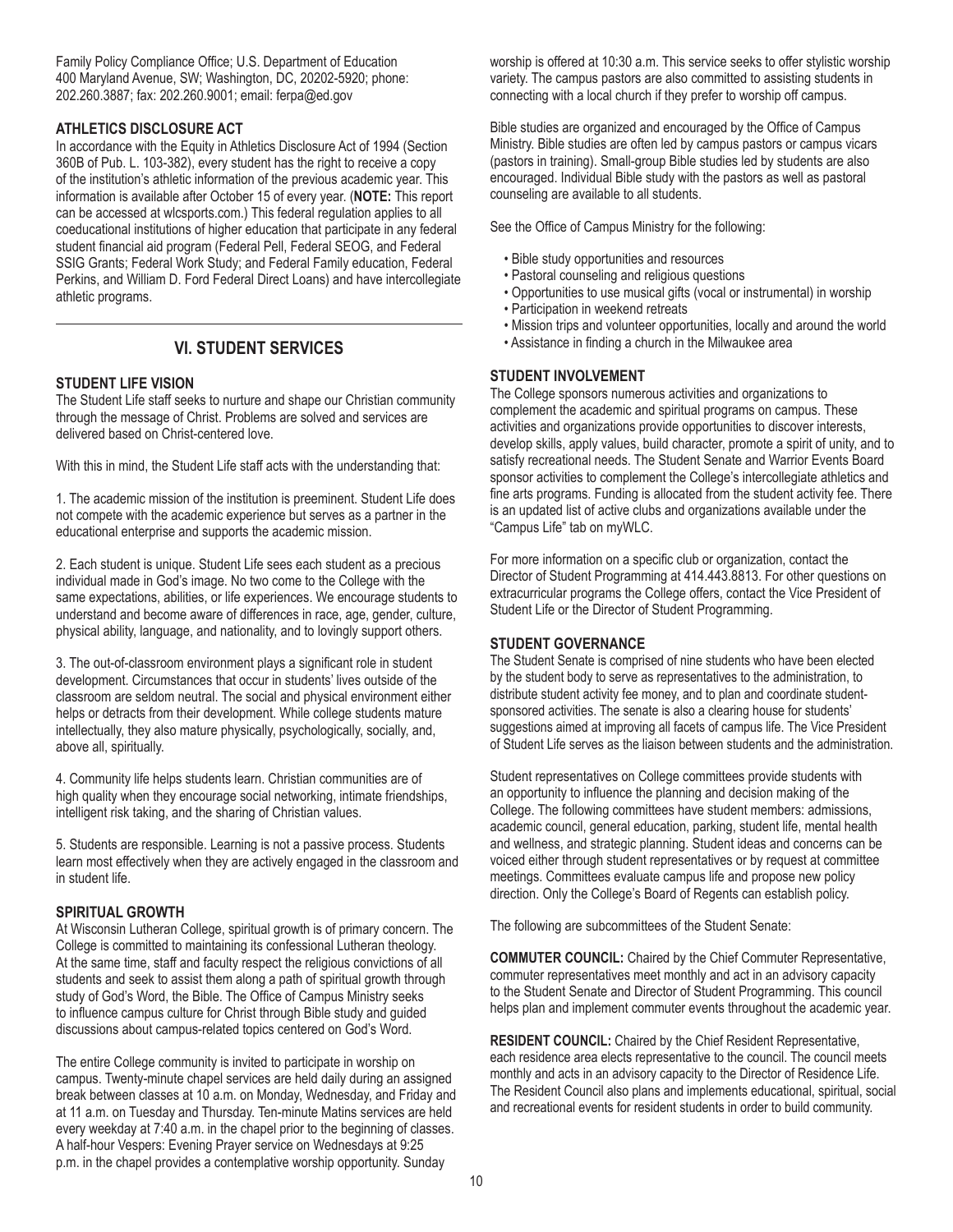Family Policy Compliance Office; U.S. Department of Education
400 Maryland Avenue, SW; Washington, DC, 20202-5920; phone: 202.260.3887; fax: 202.260.9001; email: ferpa@ed.gov

### ATHLETICS DISCLOSURE ACT

In accordance with the Equity in Athletics Disclosure Act of 1994 (Section 360B of Pub. L. 103-382), every student has the right to receive a copy of the institution's athletic information of the previous academic year. This information is available after October 15 of every year. (**NOTE:** This report can be accessed at wlcsports.com.) This federal regulation applies to all coeducational institutions of higher education that participate in any federal student financial aid program (Federal Pell, Federal SEOG, and Federal SSIG Grants; Federal Work Study; and Federal Family education, Federal Perkins, and William D. Ford Federal Direct Loans) and have intercollegiate athletic programs.

## VI. STUDENT SERVICES

### STUDENT LIFE VISION

The Student Life staff seeks to nurture and shape our Christian community through the message of Christ. Problems are solved and services are delivered based on Christ-centered love.

With this in mind, the Student Life staff acts with the understanding that:

1. The academic mission of the institution is preeminent. Student Life does not compete with the academic experience but serves as a partner in the educational enterprise and supports the academic mission.

2. Each student is unique. Student Life sees each student as a precious individual made in God's image. No two come to the College with the same expectations, abilities, or life experiences. We encourage students to understand and become aware of differences in race, age, gender, culture, physical ability, language, and nationality, and to lovingly support others.

3. The out-of-classroom environment plays a significant role in student development. Circumstances that occur in students' lives outside of the classroom are seldom neutral. The social and physical environment either helps or detracts from their development. While college students mature intellectually, they also mature physically, psychologically, socially, and, above all, spiritually.

4. Community life helps students learn. Christian communities are of high quality when they encourage social networking, intimate friendships, intelligent risk taking, and the sharing of Christian values.

5. Students are responsible. Learning is not a passive process. Students learn most effectively when they are actively engaged in the classroom and in student life.

### SPIRITUAL GROWTH

At Wisconsin Lutheran College, spiritual growth is of primary concern. The College is committed to maintaining its confessional Lutheran theology. At the same time, staff and faculty respect the religious convictions of all students and seek to assist them along a path of spiritual growth through study of God's Word, the Bible. The Office of Campus Ministry seeks to influence campus culture for Christ through Bible study and guided discussions about campus-related topics centered on God's Word.

The entire College community is invited to participate in worship on campus. Twenty-minute chapel services are held daily during an assigned break between classes at 10 a.m. on Monday, Wednesday, and Friday and at 11 a.m. on Tuesday and Thursday. Ten-minute Matins services are held every weekday at 7:40 a.m. in the chapel prior to the beginning of classes. A half-hour Vespers: Evening Prayer service on Wednesdays at 9:25 p.m. in the chapel provides a contemplative worship opportunity. Sunday worship is offered at 10:30 a.m. This service seeks to offer stylistic worship variety. The campus pastors are also committed to assisting students in connecting with a local church if they prefer to worship off campus.

Bible studies are organized and encouraged by the Office of Campus Ministry. Bible studies are often led by campus pastors or campus vicars (pastors in training). Small-group Bible studies led by students are also encouraged. Individual Bible study with the pastors as well as pastoral counseling are available to all students.

See the Office of Campus Ministry for the following:

- Bible study opportunities and resources
- Pastoral counseling and religious questions
- Opportunities to use musical gifts (vocal or instrumental) in worship
- Participation in weekend retreats
- Mission trips and volunteer opportunities, locally and around the world
- Assistance in finding a church in the Milwaukee area

### STUDENT INVOLVEMENT

The College sponsors numerous activities and organizations to complement the academic and spiritual programs on campus. These activities and organizations provide opportunities to discover interests, develop skills, apply values, build character, promote a spirit of unity, and to satisfy recreational needs. The Student Senate and Warrior Events Board sponsor activities to complement the College's intercollegiate athletics and fine arts programs. Funding is allocated from the student activity fee. There is an updated list of active clubs and organizations available under the "Campus Life" tab on myWLC.

For more information on a specific club or organization, contact the Director of Student Programming at 414.443.8813. For other questions on extracurricular programs the College offers, contact the Vice President of Student Life or the Director of Student Programming.

### STUDENT GOVERNANCE

The Student Senate is comprised of nine students who have been elected by the student body to serve as representatives to the administration, to distribute student activity fee money, and to plan and coordinate student-sponsored activities. The senate is also a clearing house for students' suggestions aimed at improving all facets of campus life. The Vice President of Student Life serves as the liaison between students and the administration.

Student representatives on College committees provide students with an opportunity to influence the planning and decision making of the College. The following committees have student members: admissions, academic council, general education, parking, student life, mental health and wellness, and strategic planning. Student ideas and concerns can be voiced either through student representatives or by request at committee meetings. Committees evaluate campus life and propose new policy direction. Only the College's Board of Regents can establish policy.

The following are subcommittees of the Student Senate:

**COMMUTER COUNCIL:** Chaired by the Chief Commuter Representative, commuter representatives meet monthly and act in an advisory capacity to the Student Senate and Director of Student Programming. This council helps plan and implement commuter events throughout the academic year.

**RESIDENT COUNCIL:** Chaired by the Chief Resident Representative, each residence area elects representative to the council. The council meets monthly and acts in an advisory capacity to the Director of Residence Life. The Resident Council also plans and implements educational, spiritual, social and recreational events for resident students in order to build community.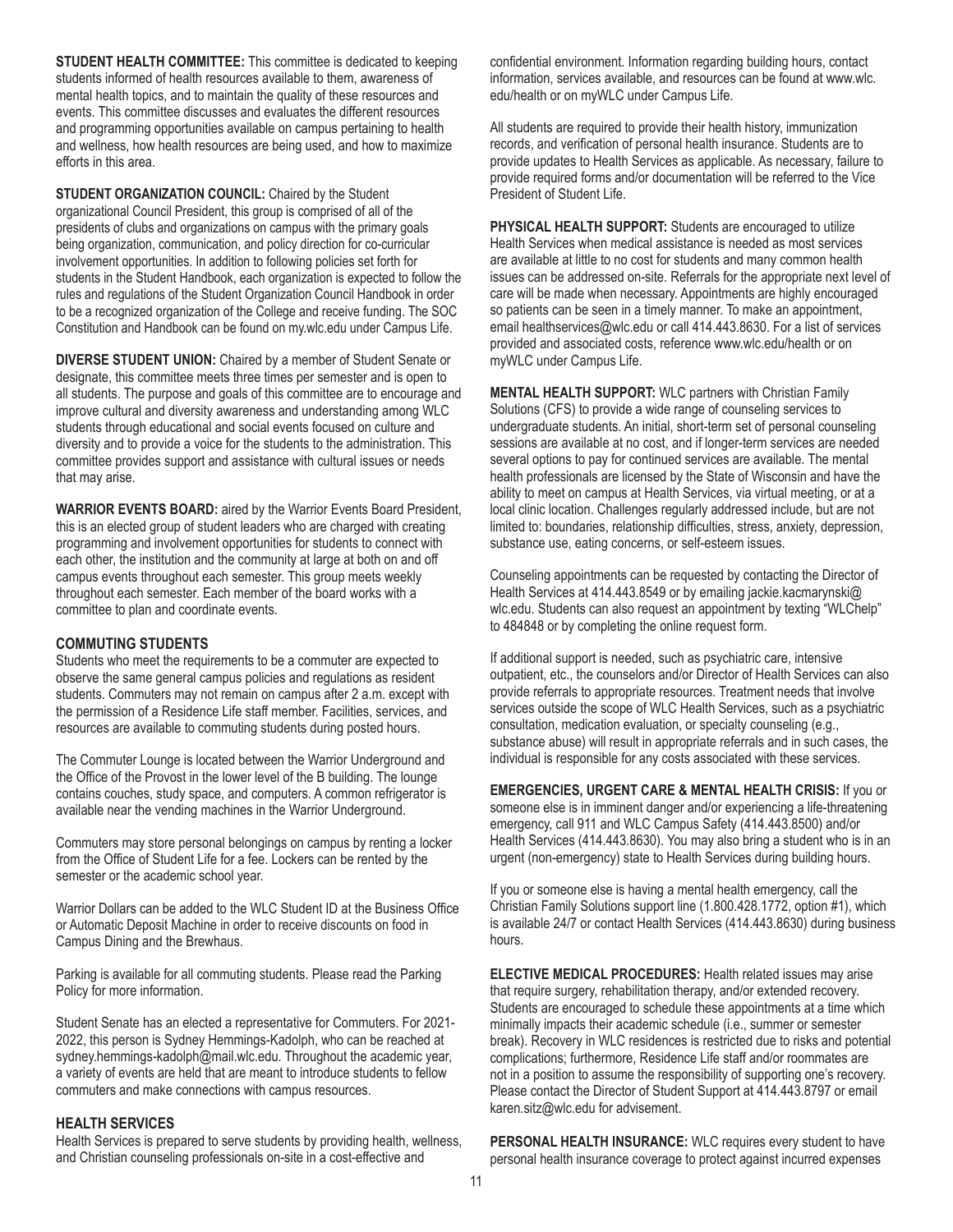**STUDENT HEALTH COMMITTEE:** This committee is dedicated to keeping students informed of health resources available to them, awareness of mental health topics, and to maintain the quality of these resources and events. This committee discusses and evaluates the different resources and programming opportunities available on campus pertaining to health and wellness, how health resources are being used, and how to maximize efforts in this area.

**STUDENT ORGANIZATION COUNCIL:** Chaired by the Student organizational Council President, this group is comprised of all of the presidents of clubs and organizations on campus with the primary goals being organization, communication, and policy direction for co-curricular involvement opportunities. In addition to following policies set forth for students in the Student Handbook, each organization is expected to follow the rules and regulations of the Student Organization Council Handbook in order to be a recognized organization of the College and receive funding. The SOC Constitution and Handbook can be found on my.wlc.edu under Campus Life.

**DIVERSE STUDENT UNION:** Chaired by a member of Student Senate or designate, this committee meets three times per semester and is open to all students. The purpose and goals of this committee are to encourage and improve cultural and diversity awareness and understanding among WLC students through educational and social events focused on culture and diversity and to provide a voice for the students to the administration. This committee provides support and assistance with cultural issues or needs that may arise.

**WARRIOR EVENTS BOARD:** aired by the Warrior Events Board President, this is an elected group of student leaders who are charged with creating programming and involvement opportunities for students to connect with each other, the institution and the community at large at both on and off campus events throughout each semester. This group meets weekly throughout each semester. Each member of the board works with a committee to plan and coordinate events.

## COMMUTING STUDENTS

Students who meet the requirements to be a commuter are expected to observe the same general campus policies and regulations as resident students. Commuters may not remain on campus after 2 a.m. except with the permission of a Residence Life staff member. Facilities, services, and resources are available to commuting students during posted hours.

The Commuter Lounge is located between the Warrior Underground and the Office of the Provost in the lower level of the B building. The lounge contains couches, study space, and computers. A common refrigerator is available near the vending machines in the Warrior Underground.

Commuters may store personal belongings on campus by renting a locker from the Office of Student Life for a fee. Lockers can be rented by the semester or the academic school year.

Warrior Dollars can be added to the WLC Student ID at the Business Office or Automatic Deposit Machine in order to receive discounts on food in Campus Dining and the Brewhaus.

Parking is available for all commuting students. Please read the Parking Policy for more information.

Student Senate has an elected a representative for Commuters. For 2021-2022, this person is Sydney Hemmings-Kadolph, who can be reached at sydney.hemmings-kadolph@mail.wlc.edu. Throughout the academic year, a variety of events are held that are meant to introduce students to fellow commuters and make connections with campus resources.

## HEALTH SERVICES

Health Services is prepared to serve students by providing health, wellness, and Christian counseling professionals on-site in a cost-effective and confidential environment. Information regarding building hours, contact information, services available, and resources can be found at www.wlc.edu/health or on myWLC under Campus Life.

All students are required to provide their health history, immunization records, and verification of personal health insurance. Students are to provide updates to Health Services as applicable. As necessary, failure to provide required forms and/or documentation will be referred to the Vice President of Student Life.

**PHYSICAL HEALTH SUPPORT:** Students are encouraged to utilize Health Services when medical assistance is needed as most services are available at little to no cost for students and many common health issues can be addressed on-site. Referrals for the appropriate next level of care will be made when necessary. Appointments are highly encouraged so patients can be seen in a timely manner. To make an appointment, email healthservices@wlc.edu or call 414.443.8630. For a list of services provided and associated costs, reference www.wlc.edu/health or on myWLC under Campus Life.

**MENTAL HEALTH SUPPORT:** WLC partners with Christian Family Solutions (CFS) to provide a wide range of counseling services to undergraduate students. An initial, short-term set of personal counseling sessions are available at no cost, and if longer-term services are needed several options to pay for continued services are available. The mental health professionals are licensed by the State of Wisconsin and have the ability to meet on campus at Health Services, via virtual meeting, or at a local clinic location. Challenges regularly addressed include, but are not limited to: boundaries, relationship difficulties, stress, anxiety, depression, substance use, eating concerns, or self-esteem issues.

Counseling appointments can be requested by contacting the Director of Health Services at 414.443.8549 or by emailing jackie.kacmarynski@wlc.edu. Students can also request an appointment by texting "WLChelp" to 484848 or by completing the online request form.

If additional support is needed, such as psychiatric care, intensive outpatient, etc., the counselors and/or Director of Health Services can also provide referrals to appropriate resources. Treatment needs that involve services outside the scope of WLC Health Services, such as a psychiatric consultation, medication evaluation, or specialty counseling (e.g., substance abuse) will result in appropriate referrals and in such cases, the individual is responsible for any costs associated with these services.

**EMERGENCIES, URGENT CARE & MENTAL HEALTH CRISIS:** If you or someone else is in imminent danger and/or experiencing a life-threatening emergency, call 911 and WLC Campus Safety (414.443.8500) and/or Health Services (414.443.8630). You may also bring a student who is in an urgent (non-emergency) state to Health Services during building hours.

If you or someone else is having a mental health emergency, call the Christian Family Solutions support line (1.800.428.1772, option #1), which is available 24/7 or contact Health Services (414.443.8630) during business hours.

**ELECTIVE MEDICAL PROCEDURES:** Health related issues may arise that require surgery, rehabilitation therapy, and/or extended recovery. Students are encouraged to schedule these appointments at a time which minimally impacts their academic schedule (i.e., summer or semester break). Recovery in WLC residences is restricted due to risks and potential complications; furthermore, Residence Life staff and/or roommates are not in a position to assume the responsibility of supporting one's recovery. Please contact the Director of Student Support at 414.443.8797 or email karen.sitz@wlc.edu for advisement.

**PERSONAL HEALTH INSURANCE:** WLC requires every student to have personal health insurance coverage to protect against incurred expenses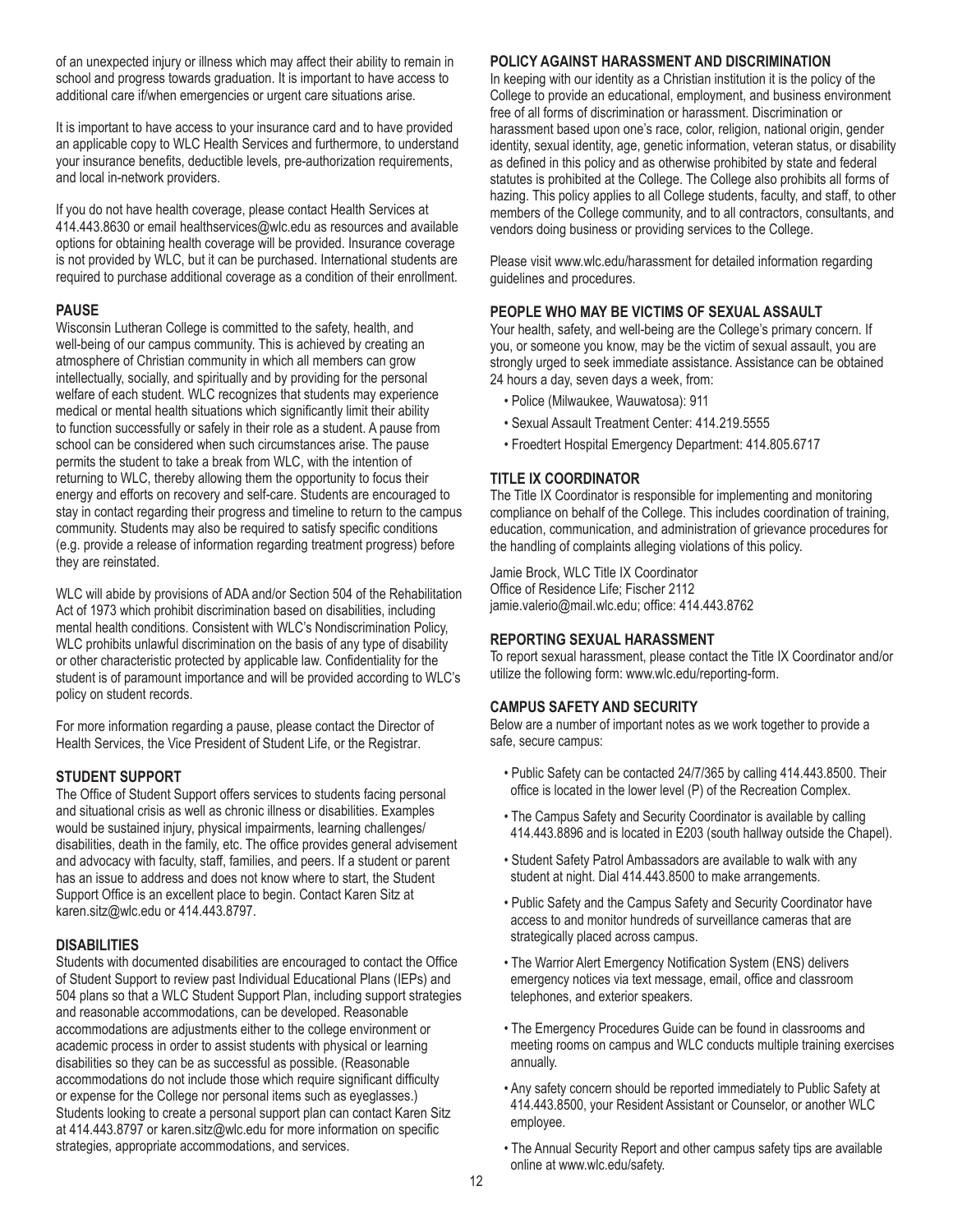of an unexpected injury or illness which may affect their ability to remain in school and progress towards graduation. It is important to have access to additional care if/when emergencies or urgent care situations arise.

It is important to have access to your insurance card and to have provided an applicable copy to WLC Health Services and furthermore, to understand your insurance benefits, deductible levels, pre-authorization requirements, and local in-network providers.

If you do not have health coverage, please contact Health Services at 414.443.8630 or email healthservices@wlc.edu as resources and available options for obtaining health coverage will be provided. Insurance coverage is not provided by WLC, but it can be purchased. International students are required to purchase additional coverage as a condition of their enrollment.

### PAUSE

Wisconsin Lutheran College is committed to the safety, health, and well-being of our campus community. This is achieved by creating an atmosphere of Christian community in which all members can grow intellectually, socially, and spiritually and by providing for the personal welfare of each student. WLC recognizes that students may experience medical or mental health situations which significantly limit their ability to function successfully or safely in their role as a student. A pause from school can be considered when such circumstances arise. The pause permits the student to take a break from WLC, with the intention of returning to WLC, thereby allowing them the opportunity to focus their energy and efforts on recovery and self-care. Students are encouraged to stay in contact regarding their progress and timeline to return to the campus community. Students may also be required to satisfy specific conditions (e.g. provide a release of information regarding treatment progress) before they are reinstated.

WLC will abide by provisions of ADA and/or Section 504 of the Rehabilitation Act of 1973 which prohibit discrimination based on disabilities, including mental health conditions. Consistent with WLC's Nondiscrimination Policy, WLC prohibits unlawful discrimination on the basis of any type of disability or other characteristic protected by applicable law. Confidentiality for the student is of paramount importance and will be provided according to WLC's policy on student records.

For more information regarding a pause, please contact the Director of Health Services, the Vice President of Student Life, or the Registrar.

### STUDENT SUPPORT

The Office of Student Support offers services to students facing personal and situational crisis as well as chronic illness or disabilities. Examples would be sustained injury, physical impairments, learning challenges/disabilities, death in the family, etc. The office provides general advisement and advocacy with faculty, staff, families, and peers. If a student or parent has an issue to address and does not know where to start, the Student Support Office is an excellent place to begin. Contact Karen Sitz at karen.sitz@wlc.edu or 414.443.8797.

### DISABILITIES

Students with documented disabilities are encouraged to contact the Office of Student Support to review past Individual Educational Plans (IEPs) and 504 plans so that a WLC Student Support Plan, including support strategies and reasonable accommodations, can be developed. Reasonable accommodations are adjustments either to the college environment or academic process in order to assist students with physical or learning disabilities so they can be as successful as possible. (Reasonable accommodations do not include those which require significant difficulty or expense for the College nor personal items such as eyeglasses.) Students looking to create a personal support plan can contact Karen Sitz at 414.443.8797 or karen.sitz@wlc.edu for more information on specific strategies, appropriate accommodations, and services.

### POLICY AGAINST HARASSMENT AND DISCRIMINATION

In keeping with our identity as a Christian institution it is the policy of the College to provide an educational, employment, and business environment free of all forms of discrimination or harassment. Discrimination or harassment based upon one's race, color, religion, national origin, gender identity, sexual identity, age, genetic information, veteran status, or disability as defined in this policy and as otherwise prohibited by state and federal statutes is prohibited at the College. The College also prohibits all forms of hazing. This policy applies to all College students, faculty, and staff, to other members of the College community, and to all contractors, consultants, and vendors doing business or providing services to the College.

Please visit www.wlc.edu/harassment for detailed information regarding guidelines and procedures.

### PEOPLE WHO MAY BE VICTIMS OF SEXUAL ASSAULT

Your health, safety, and well-being are the College's primary concern. If you, or someone you know, may be the victim of sexual assault, you are strongly urged to seek immediate assistance. Assistance can be obtained 24 hours a day, seven days a week, from:

- Police (Milwaukee, Wauwatosa): 911
- Sexual Assault Treatment Center: 414.219.5555
- Froedtert Hospital Emergency Department: 414.805.6717

### TITLE IX COORDINATOR

The Title IX Coordinator is responsible for implementing and monitoring compliance on behalf of the College. This includes coordination of training, education, communication, and administration of grievance procedures for the handling of complaints alleging violations of this policy.

Jamie Brock, WLC Title IX Coordinator
Office of Residence Life; Fischer 2112
jamie.valerio@mail.wlc.edu; office: 414.443.8762

### REPORTING SEXUAL HARASSMENT

To report sexual harassment, please contact the Title IX Coordinator and/or utilize the following form: www.wlc.edu/reporting-form.

### CAMPUS SAFETY AND SECURITY

Below are a number of important notes as we work together to provide a safe, secure campus:

- Public Safety can be contacted 24/7/365 by calling 414.443.8500. Their office is located in the lower level (P) of the Recreation Complex.
- The Campus Safety and Security Coordinator is available by calling 414.443.8896 and is located in E203 (south hallway outside the Chapel).
- Student Safety Patrol Ambassadors are available to walk with any student at night. Dial 414.443.8500 to make arrangements.
- Public Safety and the Campus Safety and Security Coordinator have access to and monitor hundreds of surveillance cameras that are strategically placed across campus.
- The Warrior Alert Emergency Notification System (ENS) delivers emergency notices via text message, email, office and classroom telephones, and exterior speakers.
- The Emergency Procedures Guide can be found in classrooms and meeting rooms on campus and WLC conducts multiple training exercises annually.
- Any safety concern should be reported immediately to Public Safety at 414.443.8500, your Resident Assistant or Counselor, or another WLC employee.
- The Annual Security Report and other campus safety tips are available online at www.wlc.edu/safety.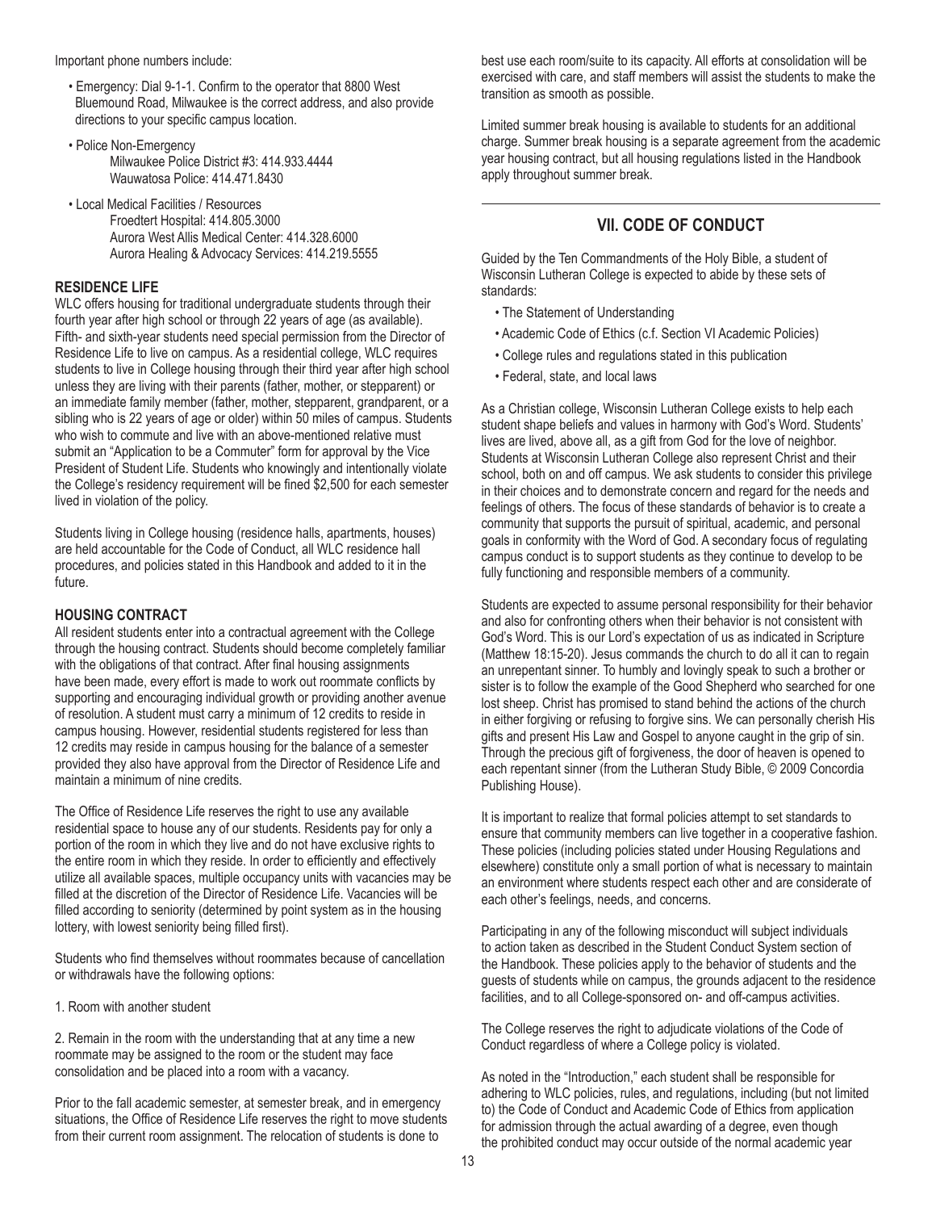Important phone numbers include:

- Emergency: Dial 9-1-1. Confirm to the operator that 8800 West Bluemound Road, Milwaukee is the correct address, and also provide directions to your specific campus location.
- Police Non-Emergency
  Milwaukee Police District #3: 414.933.4444
  Wauwatosa Police: 414.471.8430
- Local Medical Facilities / Resources
  Froedtert Hospital: 414.805.3000
  Aurora West Allis Medical Center: 414.328.6000
  Aurora Healing & Advocacy Services: 414.219.5555

### RESIDENCE LIFE

WLC offers housing for traditional undergraduate students through their fourth year after high school or through 22 years of age (as available). Fifth- and sixth-year students need special permission from the Director of Residence Life to live on campus. As a residential college, WLC requires students to live in College housing through their third year after high school unless they are living with their parents (father, mother, or stepparent) or an immediate family member (father, mother, stepparent, grandparent, or a sibling who is 22 years of age or older) within 50 miles of campus. Students who wish to commute and live with an above-mentioned relative must submit an "Application to be a Commuter" form for approval by the Vice President of Student Life. Students who knowingly and intentionally violate the College's residency requirement will be fined $2,500 for each semester lived in violation of the policy.

Students living in College housing (residence halls, apartments, houses) are held accountable for the Code of Conduct, all WLC residence hall procedures, and policies stated in this Handbook and added to it in the future.

### HOUSING CONTRACT

All resident students enter into a contractual agreement with the College through the housing contract. Students should become completely familiar with the obligations of that contract. After final housing assignments have been made, every effort is made to work out roommate conflicts by supporting and encouraging individual growth or providing another avenue of resolution. A student must carry a minimum of 12 credits to reside in campus housing. However, residential students registered for less than 12 credits may reside in campus housing for the balance of a semester provided they also have approval from the Director of Residence Life and maintain a minimum of nine credits.

The Office of Residence Life reserves the right to use any available residential space to house any of our students. Residents pay for only a portion of the room in which they live and do not have exclusive rights to the entire room in which they reside. In order to efficiently and effectively utilize all available spaces, multiple occupancy units with vacancies may be filled at the discretion of the Director of Residence Life. Vacancies will be filled according to seniority (determined by point system as in the housing lottery, with lowest seniority being filled first).

Students who find themselves without roommates because of cancellation or withdrawals have the following options:

1. Room with another student

2. Remain in the room with the understanding that at any time a new roommate may be assigned to the room or the student may face consolidation and be placed into a room with a vacancy.

Prior to the fall academic semester, at semester break, and in emergency situations, the Office of Residence Life reserves the right to move students from their current room assignment. The relocation of students is done to best use each room/suite to its capacity. All efforts at consolidation will be exercised with care, and staff members will assist the students to make the transition as smooth as possible.

Limited summer break housing is available to students for an additional charge. Summer break housing is a separate agreement from the academic year housing contract, but all housing regulations listed in the Handbook apply throughout summer break.

## VII. CODE OF CONDUCT

Guided by the Ten Commandments of the Holy Bible, a student of Wisconsin Lutheran College is expected to abide by these sets of standards:

- The Statement of Understanding
- Academic Code of Ethics (c.f. Section VI Academic Policies)
- College rules and regulations stated in this publication
- Federal, state, and local laws

As a Christian college, Wisconsin Lutheran College exists to help each student shape beliefs and values in harmony with God's Word. Students' lives are lived, above all, as a gift from God for the love of neighbor. Students at Wisconsin Lutheran College also represent Christ and their school, both on and off campus. We ask students to consider this privilege in their choices and to demonstrate concern and regard for the needs and feelings of others. The focus of these standards of behavior is to create a community that supports the pursuit of spiritual, academic, and personal goals in conformity with the Word of God. A secondary focus of regulating campus conduct is to support students as they continue to develop to be fully functioning and responsible members of a community.

Students are expected to assume personal responsibility for their behavior and also for confronting others when their behavior is not consistent with God's Word. This is our Lord's expectation of us as indicated in Scripture (Matthew 18:15-20). Jesus commands the church to do all it can to regain an unrepentant sinner. To humbly and lovingly speak to such a brother or sister is to follow the example of the Good Shepherd who searched for one lost sheep. Christ has promised to stand behind the actions of the church in either forgiving or refusing to forgive sins. We can personally cherish His gifts and present His Law and Gospel to anyone caught in the grip of sin. Through the precious gift of forgiveness, the door of heaven is opened to each repentant sinner (from the Lutheran Study Bible, © 2009 Concordia Publishing House).

It is important to realize that formal policies attempt to set standards to ensure that community members can live together in a cooperative fashion. These policies (including policies stated under Housing Regulations and elsewhere) constitute only a small portion of what is necessary to maintain an environment where students respect each other and are considerate of each other's feelings, needs, and concerns.

Participating in any of the following misconduct will subject individuals to action taken as described in the Student Conduct System section of the Handbook. These policies apply to the behavior of students and the guests of students while on campus, the grounds adjacent to the residence facilities, and to all College-sponsored on- and off-campus activities.

The College reserves the right to adjudicate violations of the Code of Conduct regardless of where a College policy is violated.

As noted in the "Introduction," each student shall be responsible for adhering to WLC policies, rules, and regulations, including (but not limited to) the Code of Conduct and Academic Code of Ethics from application for admission through the actual awarding of a degree, even though the prohibited conduct may occur outside of the normal academic year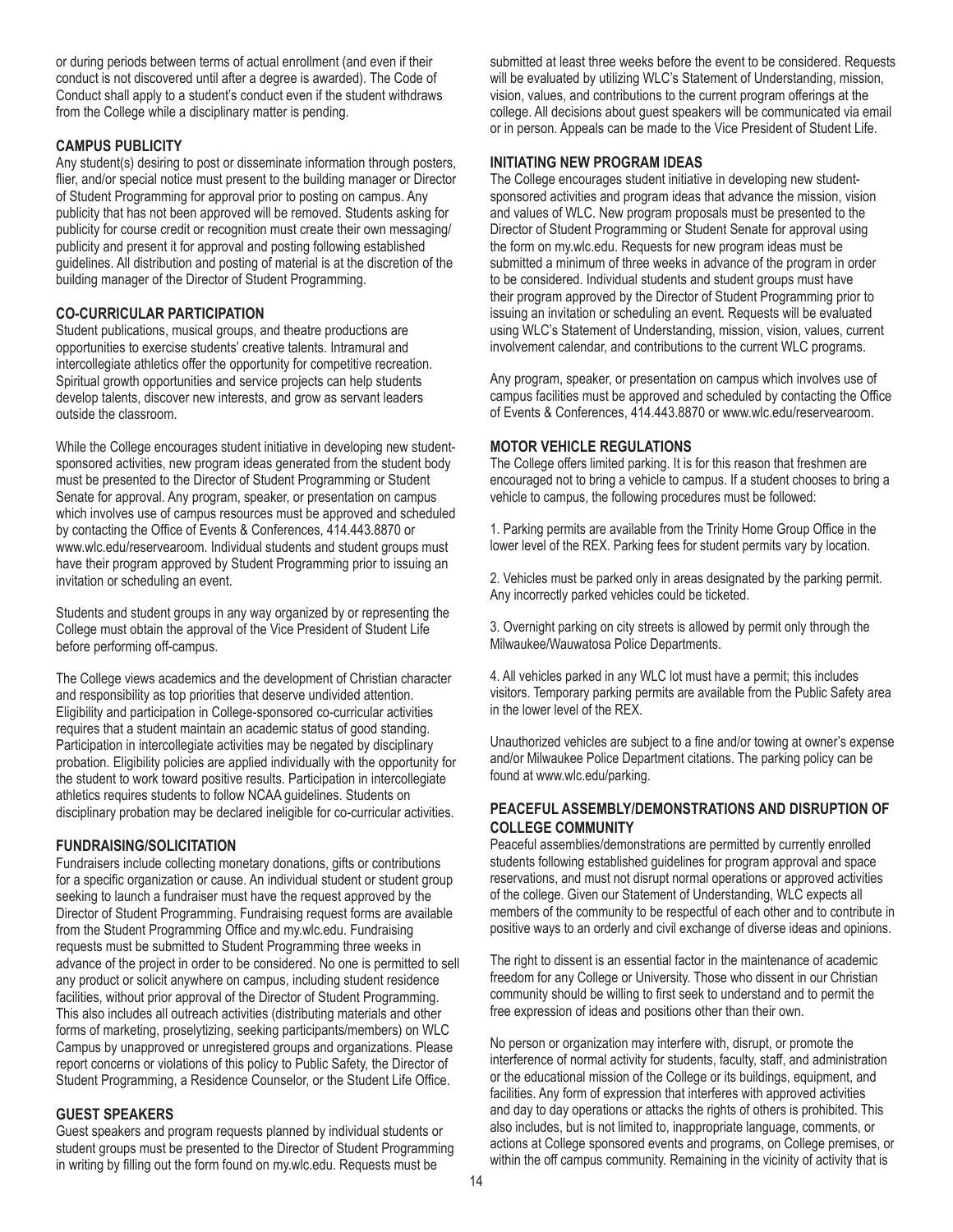or during periods between terms of actual enrollment (and even if their conduct is not discovered until after a degree is awarded). The Code of Conduct shall apply to a student's conduct even if the student withdraws from the College while a disciplinary matter is pending.

### CAMPUS PUBLICITY

Any student(s) desiring to post or disseminate information through posters, flier, and/or special notice must present to the building manager or Director of Student Programming for approval prior to posting on campus. Any publicity that has not been approved will be removed. Students asking for publicity for course credit or recognition must create their own messaging/publicity and present it for approval and posting following established guidelines. All distribution and posting of material is at the discretion of the building manager of the Director of Student Programming.

### CO-CURRICULAR PARTICIPATION

Student publications, musical groups, and theatre productions are opportunities to exercise students' creative talents. Intramural and intercollegiate athletics offer the opportunity for competitive recreation. Spiritual growth opportunities and service projects can help students develop talents, discover new interests, and grow as servant leaders outside the classroom.

While the College encourages student initiative in developing new student-sponsored activities, new program ideas generated from the student body must be presented to the Director of Student Programming or Student Senate for approval. Any program, speaker, or presentation on campus which involves use of campus resources must be approved and scheduled by contacting the Office of Events & Conferences, 414.443.8870 or www.wlc.edu/reservearoom. Individual students and student groups must have their program approved by Student Programming prior to issuing an invitation or scheduling an event.

Students and student groups in any way organized by or representing the College must obtain the approval of the Vice President of Student Life before performing off-campus.

The College views academics and the development of Christian character and responsibility as top priorities that deserve undivided attention. Eligibility and participation in College-sponsored co-curricular activities requires that a student maintain an academic status of good standing. Participation in intercollegiate activities may be negated by disciplinary probation. Eligibility policies are applied individually with the opportunity for the student to work toward positive results. Participation in intercollegiate athletics requires students to follow NCAA guidelines. Students on disciplinary probation may be declared ineligible for co-curricular activities.

### FUNDRAISING/SOLICITATION

Fundraisers include collecting monetary donations, gifts or contributions for a specific organization or cause. An individual student or student group seeking to launch a fundraiser must have the request approved by the Director of Student Programming. Fundraising request forms are available from the Student Programming Office and my.wlc.edu. Fundraising requests must be submitted to Student Programming three weeks in advance of the project in order to be considered. No one is permitted to sell any product or solicit anywhere on campus, including student residence facilities, without prior approval of the Director of Student Programming. This also includes all outreach activities (distributing materials and other forms of marketing, proselytizing, seeking participants/members) on WLC Campus by unapproved or unregistered groups and organizations. Please report concerns or violations of this policy to Public Safety, the Director of Student Programming, a Residence Counselor, or the Student Life Office.

### GUEST SPEAKERS

Guest speakers and program requests planned by individual students or student groups must be presented to the Director of Student Programming in writing by filling out the form found on my.wlc.edu. Requests must be submitted at least three weeks before the event to be considered. Requests will be evaluated by utilizing WLC's Statement of Understanding, mission, vision, values, and contributions to the current program offerings at the college. All decisions about guest speakers will be communicated via email or in person. Appeals can be made to the Vice President of Student Life.

### INITIATING NEW PROGRAM IDEAS

The College encourages student initiative in developing new student-sponsored activities and program ideas that advance the mission, vision and values of WLC. New program proposals must be presented to the Director of Student Programming or Student Senate for approval using the form on my.wlc.edu. Requests for new program ideas must be submitted a minimum of three weeks in advance of the program in order to be considered. Individual students and student groups must have their program approved by the Director of Student Programming prior to issuing an invitation or scheduling an event. Requests will be evaluated using WLC's Statement of Understanding, mission, vision, values, current involvement calendar, and contributions to the current WLC programs.

Any program, speaker, or presentation on campus which involves use of campus facilities must be approved and scheduled by contacting the Office of Events & Conferences, 414.443.8870 or www.wlc.edu/reservearoom.

### MOTOR VEHICLE REGULATIONS

The College offers limited parking. It is for this reason that freshmen are encouraged not to bring a vehicle to campus. If a student chooses to bring a vehicle to campus, the following procedures must be followed:

1. Parking permits are available from the Trinity Home Group Office in the lower level of the REX. Parking fees for student permits vary by location.

2. Vehicles must be parked only in areas designated by the parking permit. Any incorrectly parked vehicles could be ticketed.

3. Overnight parking on city streets is allowed by permit only through the Milwaukee/Wauwatosa Police Departments.

4. All vehicles parked in any WLC lot must have a permit; this includes visitors. Temporary parking permits are available from the Public Safety area in the lower level of the REX.

Unauthorized vehicles are subject to a fine and/or towing at owner's expense and/or Milwaukee Police Department citations. The parking policy can be found at www.wlc.edu/parking.

### PEACEFUL ASSEMBLY/DEMONSTRATIONS AND DISRUPTION OF COLLEGE COMMUNITY

Peaceful assemblies/demonstrations are permitted by currently enrolled students following established guidelines for program approval and space reservations, and must not disrupt normal operations or approved activities of the college. Given our Statement of Understanding, WLC expects all members of the community to be respectful of each other and to contribute in positive ways to an orderly and civil exchange of diverse ideas and opinions.

The right to dissent is an essential factor in the maintenance of academic freedom for any College or University. Those who dissent in our Christian community should be willing to first seek to understand and to permit the free expression of ideas and positions other than their own.

No person or organization may interfere with, disrupt, or promote the interference of normal activity for students, faculty, staff, and administration or the educational mission of the College or its buildings, equipment, and facilities. Any form of expression that interferes with approved activities and day to day operations or attacks the rights of others is prohibited. This also includes, but is not limited to, inappropriate language, comments, or actions at College sponsored events and programs, on College premises, or within the off campus community. Remaining in the vicinity of activity that is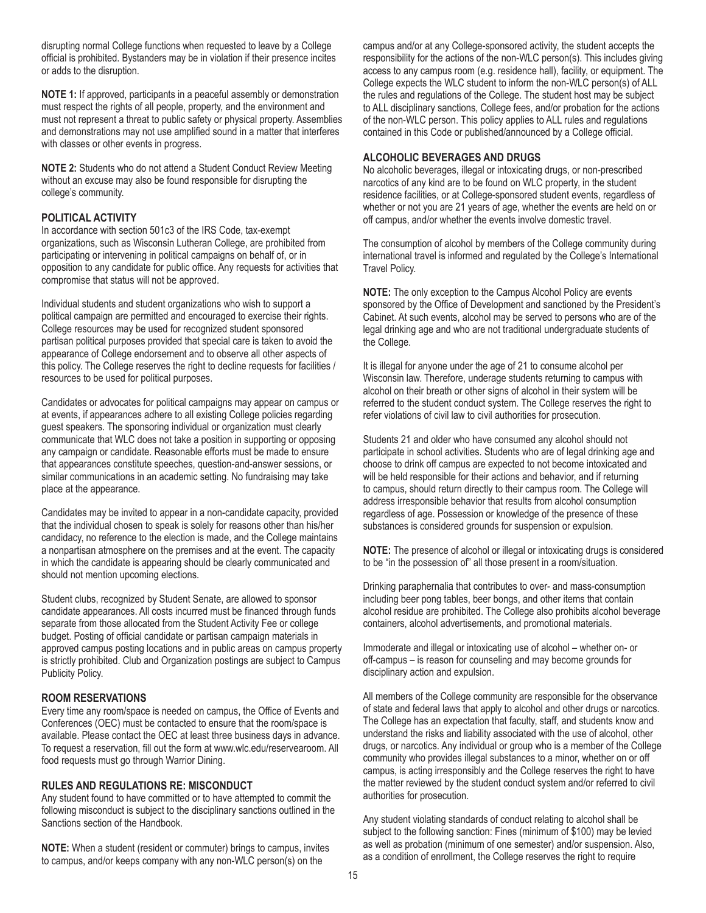disrupting normal College functions when requested to leave by a College official is prohibited. Bystanders may be in violation if their presence incites or adds to the disruption.

**NOTE 1:** If approved, participants in a peaceful assembly or demonstration must respect the rights of all people, property, and the environment and must not represent a threat to public safety or physical property. Assemblies and demonstrations may not use amplified sound in a matter that interferes with classes or other events in progress.

**NOTE 2:** Students who do not attend a Student Conduct Review Meeting without an excuse may also be found responsible for disrupting the college's community.

### POLITICAL ACTIVITY

In accordance with section 501c3 of the IRS Code, tax-exempt organizations, such as Wisconsin Lutheran College, are prohibited from participating or intervening in political campaigns on behalf of, or in opposition to any candidate for public office. Any requests for activities that compromise that status will not be approved.

Individual students and student organizations who wish to support a political campaign are permitted and encouraged to exercise their rights. College resources may be used for recognized student sponsored partisan political purposes provided that special care is taken to avoid the appearance of College endorsement and to observe all other aspects of this policy. The College reserves the right to decline requests for facilities / resources to be used for political purposes.

Candidates or advocates for political campaigns may appear on campus or at events, if appearances adhere to all existing College policies regarding guest speakers. The sponsoring individual or organization must clearly communicate that WLC does not take a position in supporting or opposing any campaign or candidate. Reasonable efforts must be made to ensure that appearances constitute speeches, question-and-answer sessions, or similar communications in an academic setting. No fundraising may take place at the appearance.

Candidates may be invited to appear in a non-candidate capacity, provided that the individual chosen to speak is solely for reasons other than his/her candidacy, no reference to the election is made, and the College maintains a nonpartisan atmosphere on the premises and at the event. The capacity in which the candidate is appearing should be clearly communicated and should not mention upcoming elections.

Student clubs, recognized by Student Senate, are allowed to sponsor candidate appearances. All costs incurred must be financed through funds separate from those allocated from the Student Activity Fee or college budget. Posting of official candidate or partisan campaign materials in approved campus posting locations and in public areas on campus property is strictly prohibited. Club and Organization postings are subject to Campus Publicity Policy.

### ROOM RESERVATIONS

Every time any room/space is needed on campus, the Office of Events and Conferences (OEC) must be contacted to ensure that the room/space is available. Please contact the OEC at least three business days in advance. To request a reservation, fill out the form at www.wlc.edu/reservearoom. All food requests must go through Warrior Dining.

### RULES AND REGULATIONS RE: MISCONDUCT

Any student found to have committed or to have attempted to commit the following misconduct is subject to the disciplinary sanctions outlined in the Sanctions section of the Handbook.

**NOTE:** When a student (resident or commuter) brings to campus, invites to campus, and/or keeps company with any non-WLC person(s) on the campus and/or at any College-sponsored activity, the student accepts the responsibility for the actions of the non-WLC person(s). This includes giving access to any campus room (e.g. residence hall), facility, or equipment. The College expects the WLC student to inform the non-WLC person(s) of ALL the rules and regulations of the College. The student host may be subject to ALL disciplinary sanctions, College fees, and/or probation for the actions of the non-WLC person. This policy applies to ALL rules and regulations contained in this Code or published/announced by a College official.

### ALCOHOLIC BEVERAGES AND DRUGS

No alcoholic beverages, illegal or intoxicating drugs, or non-prescribed narcotics of any kind are to be found on WLC property, in the student residence facilities, or at College-sponsored student events, regardless of whether or not you are 21 years of age, whether the events are held on or off campus, and/or whether the events involve domestic travel.

The consumption of alcohol by members of the College community during international travel is informed and regulated by the College's International Travel Policy.

**NOTE:** The only exception to the Campus Alcohol Policy are events sponsored by the Office of Development and sanctioned by the President's Cabinet. At such events, alcohol may be served to persons who are of the legal drinking age and who are not traditional undergraduate students of the College.

It is illegal for anyone under the age of 21 to consume alcohol per Wisconsin law. Therefore, underage students returning to campus with alcohol on their breath or other signs of alcohol in their system will be referred to the student conduct system. The College reserves the right to refer violations of civil law to civil authorities for prosecution.

Students 21 and older who have consumed any alcohol should not participate in school activities. Students who are of legal drinking age and choose to drink off campus are expected to not become intoxicated and will be held responsible for their actions and behavior, and if returning to campus, should return directly to their campus room. The College will address irresponsible behavior that results from alcohol consumption regardless of age. Possession or knowledge of the presence of these substances is considered grounds for suspension or expulsion.

**NOTE:** The presence of alcohol or illegal or intoxicating drugs is considered to be "in the possession of" all those present in a room/situation.

Drinking paraphernalia that contributes to over- and mass-consumption including beer pong tables, beer bongs, and other items that contain alcohol residue are prohibited. The College also prohibits alcohol beverage containers, alcohol advertisements, and promotional materials.

Immoderate and illegal or intoxicating use of alcohol – whether on- or off-campus – is reason for counseling and may become grounds for disciplinary action and expulsion.

All members of the College community are responsible for the observance of state and federal laws that apply to alcohol and other drugs or narcotics. The College has an expectation that faculty, staff, and students know and understand the risks and liability associated with the use of alcohol, other drugs, or narcotics. Any individual or group who is a member of the College community who provides illegal substances to a minor, whether on or off campus, is acting irresponsibly and the College reserves the right to have the matter reviewed by the student conduct system and/or referred to civil authorities for prosecution.

Any student violating standards of conduct relating to alcohol shall be subject to the following sanction: Fines (minimum of $100) may be levied as well as probation (minimum of one semester) and/or suspension. Also, as a condition of enrollment, the College reserves the right to require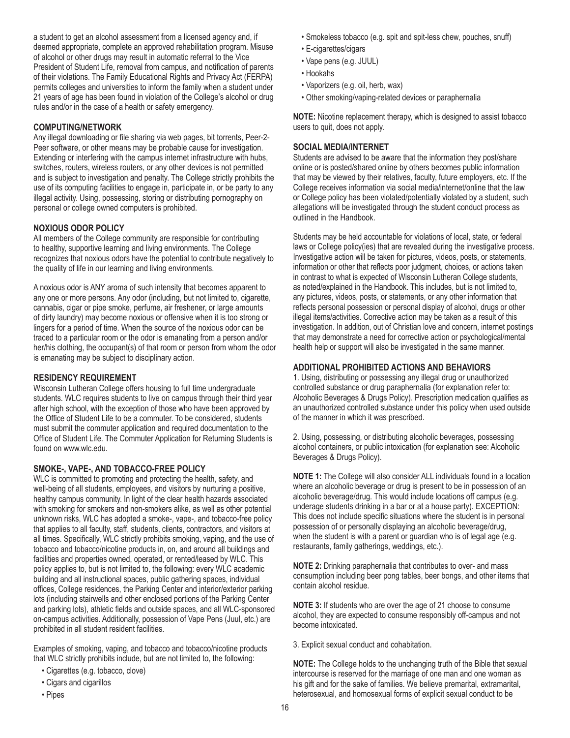a student to get an alcohol assessment from a licensed agency and, if deemed appropriate, complete an approved rehabilitation program. Misuse of alcohol or other drugs may result in automatic referral to the Vice President of Student Life, removal from campus, and notification of parents of their violations. The Family Educational Rights and Privacy Act (FERPA) permits colleges and universities to inform the family when a student under 21 years of age has been found in violation of the College's alcohol or drug rules and/or in the case of a health or safety emergency.

### COMPUTING/NETWORK

Any illegal downloading or file sharing via web pages, bit torrents, Peer-2-Peer software, or other means may be probable cause for investigation. Extending or interfering with the campus internet infrastructure with hubs, switches, routers, wireless routers, or any other devices is not permitted and is subject to investigation and penalty. The College strictly prohibits the use of its computing facilities to engage in, participate in, or be party to any illegal activity. Using, possessing, storing or distributing pornography on personal or college owned computers is prohibited.

### NOXIOUS ODOR POLICY

All members of the College community are responsible for contributing to healthy, supportive learning and living environments. The College recognizes that noxious odors have the potential to contribute negatively to the quality of life in our learning and living environments.

A noxious odor is ANY aroma of such intensity that becomes apparent to any one or more persons. Any odor (including, but not limited to, cigarette, cannabis, cigar or pipe smoke, perfume, air freshener, or large amounts of dirty laundry) may become noxious or offensive when it is too strong or lingers for a period of time. When the source of the noxious odor can be traced to a particular room or the odor is emanating from a person and/or her/his clothing, the occupant(s) of that room or person from whom the odor is emanating may be subject to disciplinary action.

### RESIDENCY REQUIREMENT

Wisconsin Lutheran College offers housing to full time undergraduate students. WLC requires students to live on campus through their third year after high school, with the exception of those who have been approved by the Office of Student Life to be a commuter. To be considered, students must submit the commuter application and required documentation to the Office of Student Life. The Commuter Application for Returning Students is found on www.wlc.edu.

### SMOKE-, VAPE-, AND TOBACCO-FREE POLICY

WLC is committed to promoting and protecting the health, safety, and well-being of all students, employees, and visitors by nurturing a positive, healthy campus community. In light of the clear health hazards associated with smoking for smokers and non-smokers alike, as well as other potential unknown risks, WLC has adopted a smoke-, vape-, and tobacco-free policy that applies to all faculty, staff, students, clients, contractors, and visitors at all times. Specifically, WLC strictly prohibits smoking, vaping, and the use of tobacco and tobacco/nicotine products in, on, and around all buildings and facilities and properties owned, operated, or rented/leased by WLC. This policy applies to, but is not limited to, the following: every WLC academic building and all instructional spaces, public gathering spaces, individual offices, College residences, the Parking Center and interior/exterior parking lots (including stairwells and other enclosed portions of the Parking Center and parking lots), athletic fields and outside spaces, and all WLC-sponsored on-campus activities. Additionally, possession of Vape Pens (Juul, etc.) are prohibited in all student resident facilities.

Examples of smoking, vaping, and tobacco and tobacco/nicotine products that WLC strictly prohibits include, but are not limited to, the following:

- Cigarettes (e.g. tobacco, clove)
- Cigars and cigarillos
- Pipes
- Smokeless tobacco (e.g. spit and spit-less chew, pouches, snuff)
- E-cigarettes/cigars
- Vape pens (e.g. JUUL)
- Hookahs
- Vaporizers (e.g. oil, herb, wax)
- Other smoking/vaping-related devices or paraphernalia

**NOTE:** Nicotine replacement therapy, which is designed to assist tobacco users to quit, does not apply.

### SOCIAL MEDIA/INTERNET

Students are advised to be aware that the information they post/share online or is posted/shared online by others becomes public information that may be viewed by their relatives, faculty, future employers, etc. If the College receives information via social media/internet/online that the law or College policy has been violated/potentially violated by a student, such allegations will be investigated through the student conduct process as outlined in the Handbook.

Students may be held accountable for violations of local, state, or federal laws or College policy(ies) that are revealed during the investigative process. Investigative action will be taken for pictures, videos, posts, or statements, information or other that reflects poor judgment, choices, or actions taken in contrast to what is expected of Wisconsin Lutheran College students, as noted/explained in the Handbook. This includes, but is not limited to, any pictures, videos, posts, or statements, or any other information that reflects personal possession or personal display of alcohol, drugs or other illegal items/activities. Corrective action may be taken as a result of this investigation. In addition, out of Christian love and concern, internet postings that may demonstrate a need for corrective action or psychological/mental health help or support will also be investigated in the same manner.

### ADDITIONAL PROHIBITED ACTIONS AND BEHAVIORS

1. Using, distributing or possessing any illegal drug or unauthorized controlled substance or drug paraphernalia (for explanation refer to: Alcoholic Beverages & Drugs Policy). Prescription medication qualifies as an unauthorized controlled substance under this policy when used outside of the manner in which it was prescribed.

2. Using, possessing, or distributing alcoholic beverages, possessing alcohol containers, or public intoxication (for explanation see: Alcoholic Beverages & Drugs Policy).

**NOTE 1:** The College will also consider ALL individuals found in a location where an alcoholic beverage or drug is present to be in possession of an alcoholic beverage/drug. This would include locations off campus (e.g. underage students drinking in a bar or at a house party). EXCEPTION: This does not include specific situations where the student is in personal possession of or personally displaying an alcoholic beverage/drug, when the student is with a parent or guardian who is of legal age (e.g. restaurants, family gatherings, weddings, etc.).

**NOTE 2:** Drinking paraphernalia that contributes to over- and mass consumption including beer pong tables, beer bongs, and other items that contain alcohol residue.

**NOTE 3:** If students who are over the age of 21 choose to consume alcohol, they are expected to consume responsibly off-campus and not become intoxicated.

3. Explicit sexual conduct and cohabitation.

**NOTE:** The College holds to the unchanging truth of the Bible that sexual intercourse is reserved for the marriage of one man and one woman as his gift and for the sake of families. We believe premarital, extramarital, heterosexual, and homosexual forms of explicit sexual conduct to be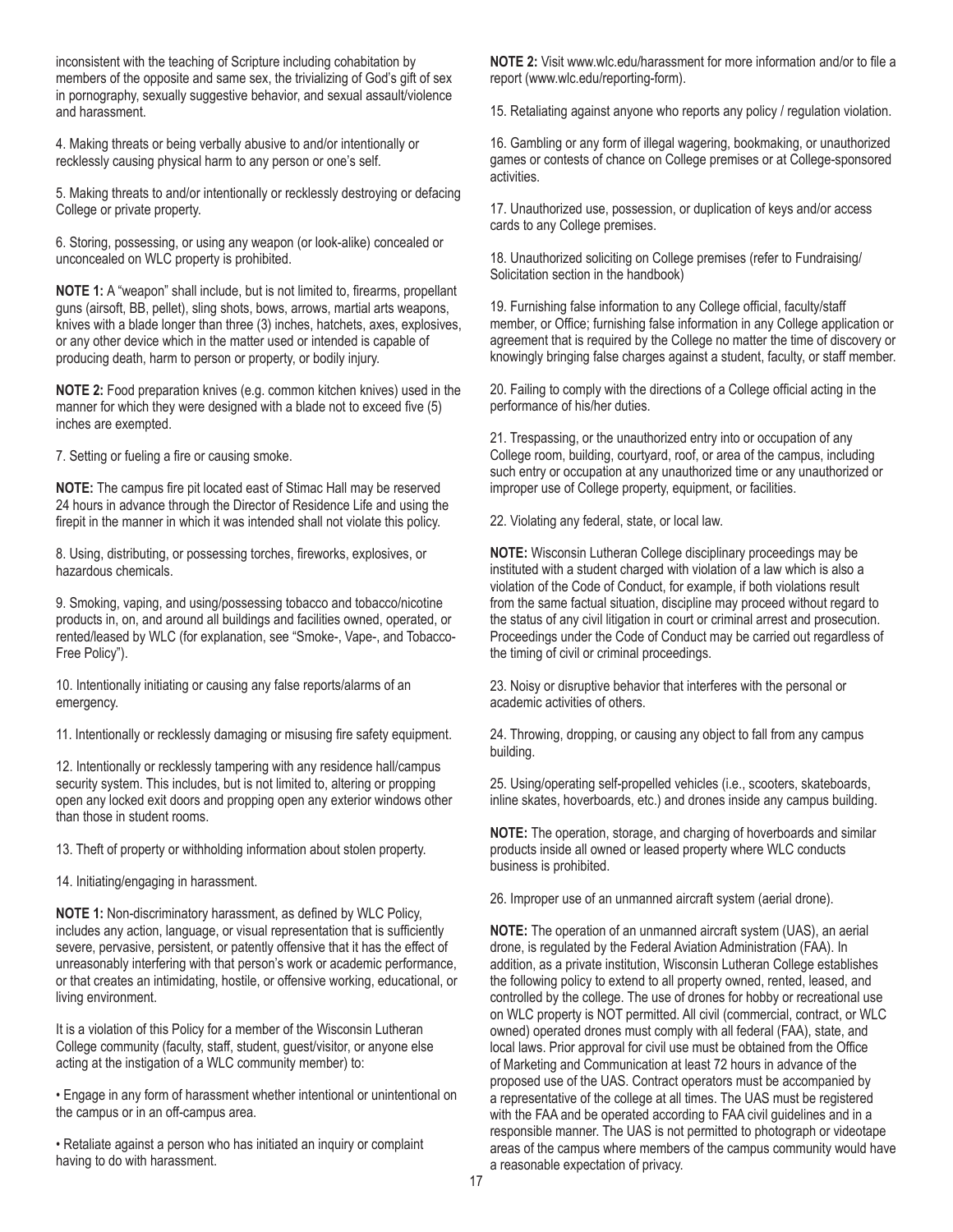inconsistent with the teaching of Scripture including cohabitation by members of the opposite and same sex, the trivializing of God's gift of sex in pornography, sexually suggestive behavior, and sexual assault/violence and harassment.

4. Making threats or being verbally abusive to and/or intentionally or recklessly causing physical harm to any person or one's self.

5. Making threats to and/or intentionally or recklessly destroying or defacing College or private property.

6. Storing, possessing, or using any weapon (or look-alike) concealed or unconcealed on WLC property is prohibited.

**NOTE 1:** A "weapon" shall include, but is not limited to, firearms, propellant guns (airsoft, BB, pellet), sling shots, bows, arrows, martial arts weapons, knives with a blade longer than three (3) inches, hatchets, axes, explosives, or any other device which in the matter used or intended is capable of producing death, harm to person or property, or bodily injury.

**NOTE 2:** Food preparation knives (e.g. common kitchen knives) used in the manner for which they were designed with a blade not to exceed five (5) inches are exempted.

7. Setting or fueling a fire or causing smoke.

**NOTE:** The campus fire pit located east of Stimac Hall may be reserved 24 hours in advance through the Director of Residence Life and using the firepit in the manner in which it was intended shall not violate this policy.

8. Using, distributing, or possessing torches, fireworks, explosives, or hazardous chemicals.

9. Smoking, vaping, and using/possessing tobacco and tobacco/nicotine products in, on, and around all buildings and facilities owned, operated, or rented/leased by WLC (for explanation, see "Smoke-, Vape-, and Tobacco-Free Policy").

10. Intentionally initiating or causing any false reports/alarms of an emergency.

11. Intentionally or recklessly damaging or misusing fire safety equipment.

12. Intentionally or recklessly tampering with any residence hall/campus security system. This includes, but is not limited to, altering or propping open any locked exit doors and propping open any exterior windows other than those in student rooms.

13. Theft of property or withholding information about stolen property.

14. Initiating/engaging in harassment.

**NOTE 1:** Non-discriminatory harassment, as defined by WLC Policy, includes any action, language, or visual representation that is sufficiently severe, pervasive, persistent, or patently offensive that it has the effect of unreasonably interfering with that person's work or academic performance, or that creates an intimidating, hostile, or offensive working, educational, or living environment.

It is a violation of this Policy for a member of the Wisconsin Lutheran College community (faculty, staff, student, guest/visitor, or anyone else acting at the instigation of a WLC community member) to:

- Engage in any form of harassment whether intentional or unintentional on the campus or in an off-campus area.
- Retaliate against a person who has initiated an inquiry or complaint having to do with harassment.

**NOTE 2:** Visit www.wlc.edu/harassment for more information and/or to file a report (www.wlc.edu/reporting-form).

15. Retaliating against anyone who reports any policy / regulation violation.

16. Gambling or any form of illegal wagering, bookmaking, or unauthorized games or contests of chance on College premises or at College-sponsored activities.

17. Unauthorized use, possession, or duplication of keys and/or access cards to any College premises.

18. Unauthorized soliciting on College premises (refer to Fundraising/ Solicitation section in the handbook)

19. Furnishing false information to any College official, faculty/staff member, or Office; furnishing false information in any College application or agreement that is required by the College no matter the time of discovery or knowingly bringing false charges against a student, faculty, or staff member.

20. Failing to comply with the directions of a College official acting in the performance of his/her duties.

21. Trespassing, or the unauthorized entry into or occupation of any College room, building, courtyard, roof, or area of the campus, including such entry or occupation at any unauthorized time or any unauthorized or improper use of College property, equipment, or facilities.

22. Violating any federal, state, or local law.

**NOTE:** Wisconsin Lutheran College disciplinary proceedings may be instituted with a student charged with violation of a law which is also a violation of the Code of Conduct, for example, if both violations result from the same factual situation, discipline may proceed without regard to the status of any civil litigation in court or criminal arrest and prosecution. Proceedings under the Code of Conduct may be carried out regardless of the timing of civil or criminal proceedings.

23. Noisy or disruptive behavior that interferes with the personal or academic activities of others.

24. Throwing, dropping, or causing any object to fall from any campus building.

25. Using/operating self-propelled vehicles (i.e., scooters, skateboards, inline skates, hoverboards, etc.) and drones inside any campus building.

**NOTE:** The operation, storage, and charging of hoverboards and similar products inside all owned or leased property where WLC conducts business is prohibited.

26. Improper use of an unmanned aircraft system (aerial drone).

**NOTE:** The operation of an unmanned aircraft system (UAS), an aerial drone, is regulated by the Federal Aviation Administration (FAA). In addition, as a private institution, Wisconsin Lutheran College establishes the following policy to extend to all property owned, rented, leased, and controlled by the college. The use of drones for hobby or recreational use on WLC property is NOT permitted. All civil (commercial, contract, or WLC owned) operated drones must comply with all federal (FAA), state, and local laws. Prior approval for civil use must be obtained from the Office of Marketing and Communication at least 72 hours in advance of the proposed use of the UAS. Contract operators must be accompanied by a representative of the college at all times. The UAS must be registered with the FAA and be operated according to FAA civil guidelines and in a responsible manner. The UAS is not permitted to photograph or videotape areas of the campus where members of the campus community would have a reasonable expectation of privacy.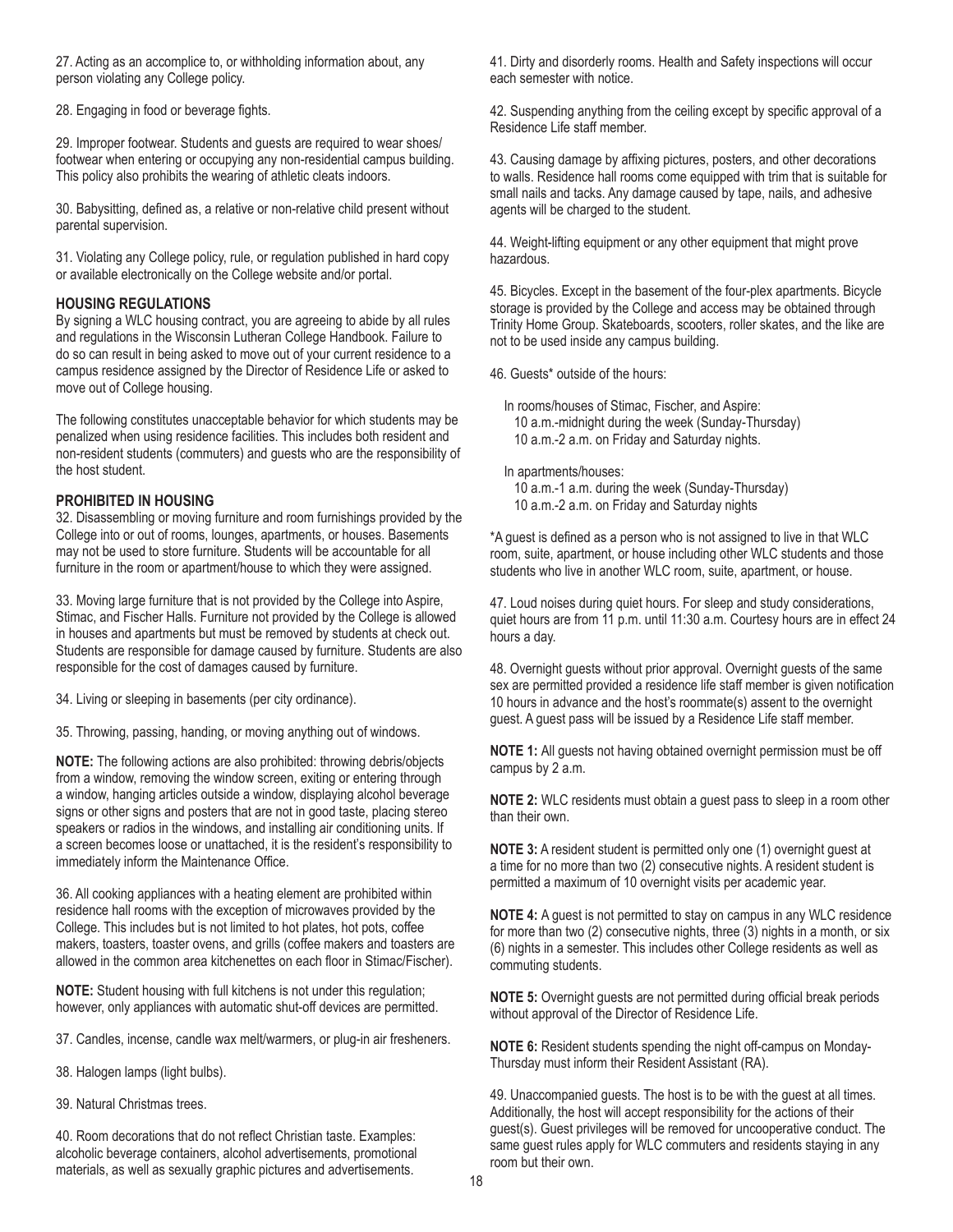27. Acting as an accomplice to, or withholding information about, any person violating any College policy.

28. Engaging in food or beverage fights.

29. Improper footwear. Students and guests are required to wear shoes/ footwear when entering or occupying any non-residential campus building. This policy also prohibits the wearing of athletic cleats indoors.

30. Babysitting, defined as, a relative or non-relative child present without parental supervision.

31. Violating any College policy, rule, or regulation published in hard copy or available electronically on the College website and/or portal.

**HOUSING REGULATIONS**

By signing a WLC housing contract, you are agreeing to abide by all rules and regulations in the Wisconsin Lutheran College Handbook. Failure to do so can result in being asked to move out of your current residence to a campus residence assigned by the Director of Residence Life or asked to move out of College housing.

The following constitutes unacceptable behavior for which students may be penalized when using residence facilities. This includes both resident and non-resident students (commuters) and guests who are the responsibility of the host student.

**PROHIBITED IN HOUSING**

32. Disassembling or moving furniture and room furnishings provided by the College into or out of rooms, lounges, apartments, or houses. Basements may not be used to store furniture. Students will be accountable for all furniture in the room or apartment/house to which they were assigned.

33. Moving large furniture that is not provided by the College into Aspire, Stimac, and Fischer Halls. Furniture not provided by the College is allowed in houses and apartments but must be removed by students at check out. Students are responsible for damage caused by furniture. Students are also responsible for the cost of damages caused by furniture.

34. Living or sleeping in basements (per city ordinance).

35. Throwing, passing, handing, or moving anything out of windows.

**NOTE:** The following actions are also prohibited: throwing debris/objects from a window, removing the window screen, exiting or entering through a window, hanging articles outside a window, displaying alcohol beverage signs or other signs and posters that are not in good taste, placing stereo speakers or radios in the windows, and installing air conditioning units. If a screen becomes loose or unattached, it is the resident's responsibility to immediately inform the Maintenance Office.

36. All cooking appliances with a heating element are prohibited within residence hall rooms with the exception of microwaves provided by the College. This includes but is not limited to hot plates, hot pots, coffee makers, toasters, toaster ovens, and grills (coffee makers and toasters are allowed in the common area kitchenettes on each floor in Stimac/Fischer).

**NOTE:** Student housing with full kitchens is not under this regulation; however, only appliances with automatic shut-off devices are permitted.

37. Candles, incense, candle wax melt/warmers, or plug-in air fresheners.

38. Halogen lamps (light bulbs).

39. Natural Christmas trees.

40. Room decorations that do not reflect Christian taste. Examples: alcoholic beverage containers, alcohol advertisements, promotional materials, as well as sexually graphic pictures and advertisements.

41. Dirty and disorderly rooms. Health and Safety inspections will occur each semester with notice.

42. Suspending anything from the ceiling except by specific approval of a Residence Life staff member.

43. Causing damage by affixing pictures, posters, and other decorations to walls. Residence hall rooms come equipped with trim that is suitable for small nails and tacks. Any damage caused by tape, nails, and adhesive agents will be charged to the student.

44. Weight-lifting equipment or any other equipment that might prove hazardous.

45. Bicycles. Except in the basement of the four-plex apartments. Bicycle storage is provided by the College and access may be obtained through Trinity Home Group. Skateboards, scooters, roller skates, and the like are not to be used inside any campus building.

46. Guests* outside of the hours:

In rooms/houses of Stimac, Fischer, and Aspire:
10 a.m.-midnight during the week (Sunday-Thursday)
10 a.m.-2 a.m. on Friday and Saturday nights.

In apartments/houses:
10 a.m.-1 a.m. during the week (Sunday-Thursday)
10 a.m.-2 a.m. on Friday and Saturday nights

*A guest is defined as a person who is not assigned to live in that WLC room, suite, apartment, or house including other WLC students and those students who live in another WLC room, suite, apartment, or house.

47. Loud noises during quiet hours. For sleep and study considerations, quiet hours are from 11 p.m. until 11:30 a.m. Courtesy hours are in effect 24 hours a day.

48. Overnight guests without prior approval. Overnight guests of the same sex are permitted provided a residence life staff member is given notification 10 hours in advance and the host's roommate(s) assent to the overnight guest. A guest pass will be issued by a Residence Life staff member.

**NOTE 1:** All guests not having obtained overnight permission must be off campus by 2 a.m.

**NOTE 2:** WLC residents must obtain a guest pass to sleep in a room other than their own.

**NOTE 3:** A resident student is permitted only one (1) overnight guest at a time for no more than two (2) consecutive nights. A resident student is permitted a maximum of 10 overnight visits per academic year.

**NOTE 4:** A guest is not permitted to stay on campus in any WLC residence for more than two (2) consecutive nights, three (3) nights in a month, or six (6) nights in a semester. This includes other College residents as well as commuting students.

**NOTE 5:** Overnight guests are not permitted during official break periods without approval of the Director of Residence Life.

**NOTE 6:** Resident students spending the night off-campus on Monday-Thursday must inform their Resident Assistant (RA).

49. Unaccompanied guests. The host is to be with the guest at all times. Additionally, the host will accept responsibility for the actions of their guest(s). Guest privileges will be removed for uncooperative conduct. The same guest rules apply for WLC commuters and residents staying in any room but their own.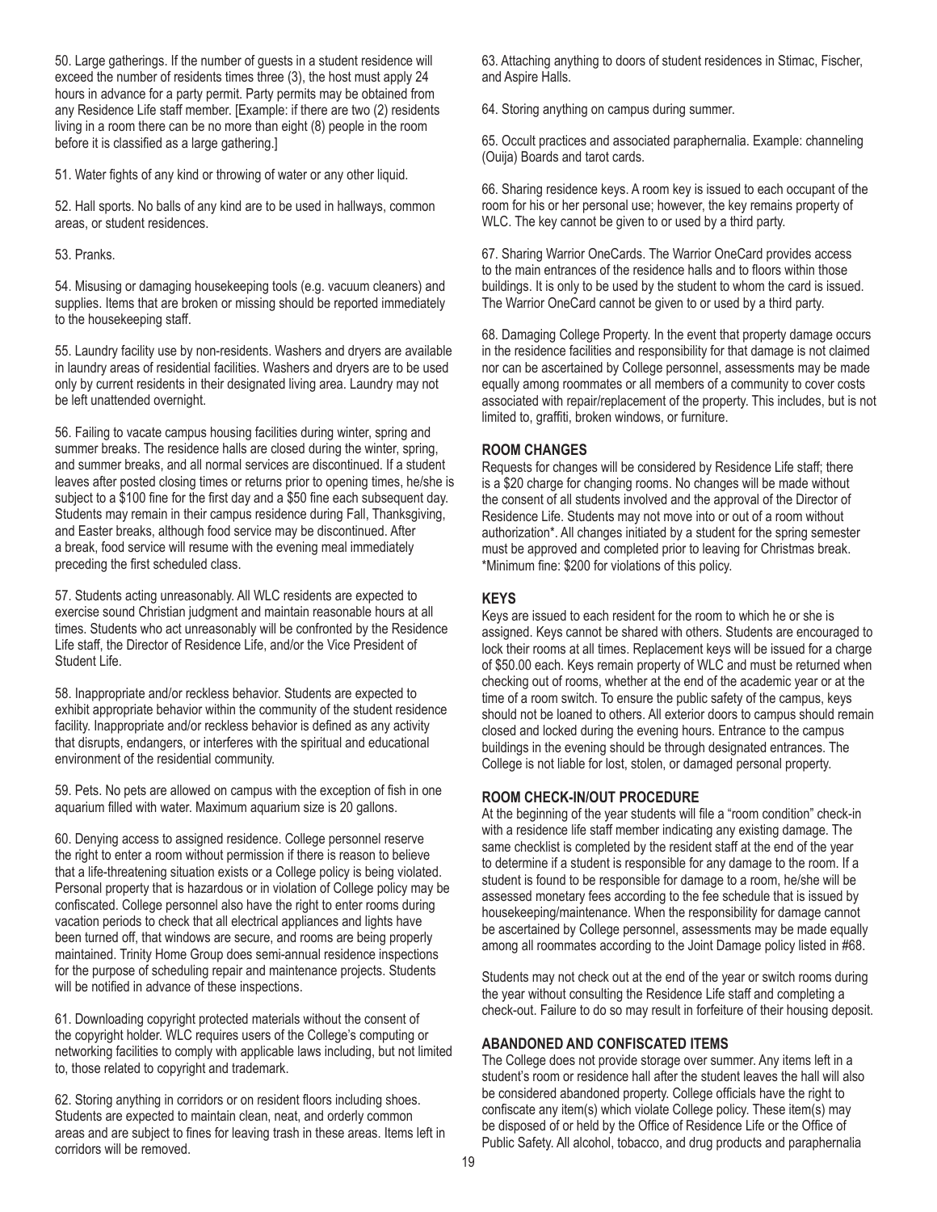50. Large gatherings. If the number of guests in a student residence will exceed the number of residents times three (3), the host must apply 24 hours in advance for a party permit. Party permits may be obtained from any Residence Life staff member. [Example: if there are two (2) residents living in a room there can be no more than eight (8) people in the room before it is classified as a large gathering.]

51. Water fights of any kind or throwing of water or any other liquid.

52. Hall sports. No balls of any kind are to be used in hallways, common areas, or student residences.

53. Pranks.

54. Misusing or damaging housekeeping tools (e.g. vacuum cleaners) and supplies. Items that are broken or missing should be reported immediately to the housekeeping staff.

55. Laundry facility use by non-residents. Washers and dryers are available in laundry areas of residential facilities. Washers and dryers are to be used only by current residents in their designated living area. Laundry may not be left unattended overnight.

56. Failing to vacate campus housing facilities during winter, spring and summer breaks. The residence halls are closed during the winter, spring, and summer breaks, and all normal services are discontinued. If a student leaves after posted closing times or returns prior to opening times, he/she is subject to a $100 fine for the first day and a $50 fine each subsequent day. Students may remain in their campus residence during Fall, Thanksgiving, and Easter breaks, although food service may be discontinued. After a break, food service will resume with the evening meal immediately preceding the first scheduled class.

57. Students acting unreasonably. All WLC residents are expected to exercise sound Christian judgment and maintain reasonable hours at all times. Students who act unreasonably will be confronted by the Residence Life staff, the Director of Residence Life, and/or the Vice President of Student Life.

58. Inappropriate and/or reckless behavior. Students are expected to exhibit appropriate behavior within the community of the student residence facility. Inappropriate and/or reckless behavior is defined as any activity that disrupts, endangers, or interferes with the spiritual and educational environment of the residential community.

59. Pets. No pets are allowed on campus with the exception of fish in one aquarium filled with water. Maximum aquarium size is 20 gallons.

60. Denying access to assigned residence. College personnel reserve the right to enter a room without permission if there is reason to believe that a life-threatening situation exists or a College policy is being violated. Personal property that is hazardous or in violation of College policy may be confiscated. College personnel also have the right to enter rooms during vacation periods to check that all electrical appliances and lights have been turned off, that windows are secure, and rooms are being properly maintained. Trinity Home Group does semi-annual residence inspections for the purpose of scheduling repair and maintenance projects. Students will be notified in advance of these inspections.

61. Downloading copyright protected materials without the consent of the copyright holder. WLC requires users of the College's computing or networking facilities to comply with applicable laws including, but not limited to, those related to copyright and trademark.

62. Storing anything in corridors or on resident floors including shoes. Students are expected to maintain clean, neat, and orderly common areas and are subject to fines for leaving trash in these areas. Items left in corridors will be removed.

63. Attaching anything to doors of student residences in Stimac, Fischer, and Aspire Halls.

64. Storing anything on campus during summer.

65. Occult practices and associated paraphernalia. Example: channeling (Ouija) Boards and tarot cards.

66. Sharing residence keys. A room key is issued to each occupant of the room for his or her personal use; however, the key remains property of WLC. The key cannot be given to or used by a third party.

67. Sharing Warrior OneCards. The Warrior OneCard provides access to the main entrances of the residence halls and to floors within those buildings. It is only to be used by the student to whom the card is issued. The Warrior OneCard cannot be given to or used by a third party.

68. Damaging College Property. In the event that property damage occurs in the residence facilities and responsibility for that damage is not claimed nor can be ascertained by College personnel, assessments may be made equally among roommates or all members of a community to cover costs associated with repair/replacement of the property. This includes, but is not limited to, graffiti, broken windows, or furniture.

### ROOM CHANGES

Requests for changes will be considered by Residence Life staff; there is a $20 charge for changing rooms. No changes will be made without the consent of all students involved and the approval of the Director of Residence Life. Students may not move into or out of a room without authorization*. All changes initiated by a student for the spring semester must be approved and completed prior to leaving for Christmas break. *Minimum fine: $200 for violations of this policy.

### KEYS

Keys are issued to each resident for the room to which he or she is assigned. Keys cannot be shared with others. Students are encouraged to lock their rooms at all times. Replacement keys will be issued for a charge of $50.00 each. Keys remain property of WLC and must be returned when checking out of rooms, whether at the end of the academic year or at the time of a room switch. To ensure the public safety of the campus, keys should not be loaned to others. All exterior doors to campus should remain closed and locked during the evening hours. Entrance to the campus buildings in the evening should be through designated entrances. The College is not liable for lost, stolen, or damaged personal property.

### ROOM CHECK-IN/OUT PROCEDURE

At the beginning of the year students will file a "room condition" check-in with a residence life staff member indicating any existing damage. The same checklist is completed by the resident staff at the end of the year to determine if a student is responsible for any damage to the room. If a student is found to be responsible for damage to a room, he/she will be assessed monetary fees according to the fee schedule that is issued by housekeeping/maintenance. When the responsibility for damage cannot be ascertained by College personnel, assessments may be made equally among all roommates according to the Joint Damage policy listed in #68.

Students may not check out at the end of the year or switch rooms during the year without consulting the Residence Life staff and completing a check-out. Failure to do so may result in forfeiture of their housing deposit.

### ABANDONED AND CONFISCATED ITEMS

The College does not provide storage over summer. Any items left in a student's room or residence hall after the student leaves the hall will also be considered abandoned property. College officials have the right to confiscate any item(s) which violate College policy. These item(s) may be disposed of or held by the Office of Residence Life or the Office of Public Safety. All alcohol, tobacco, and drug products and paraphernalia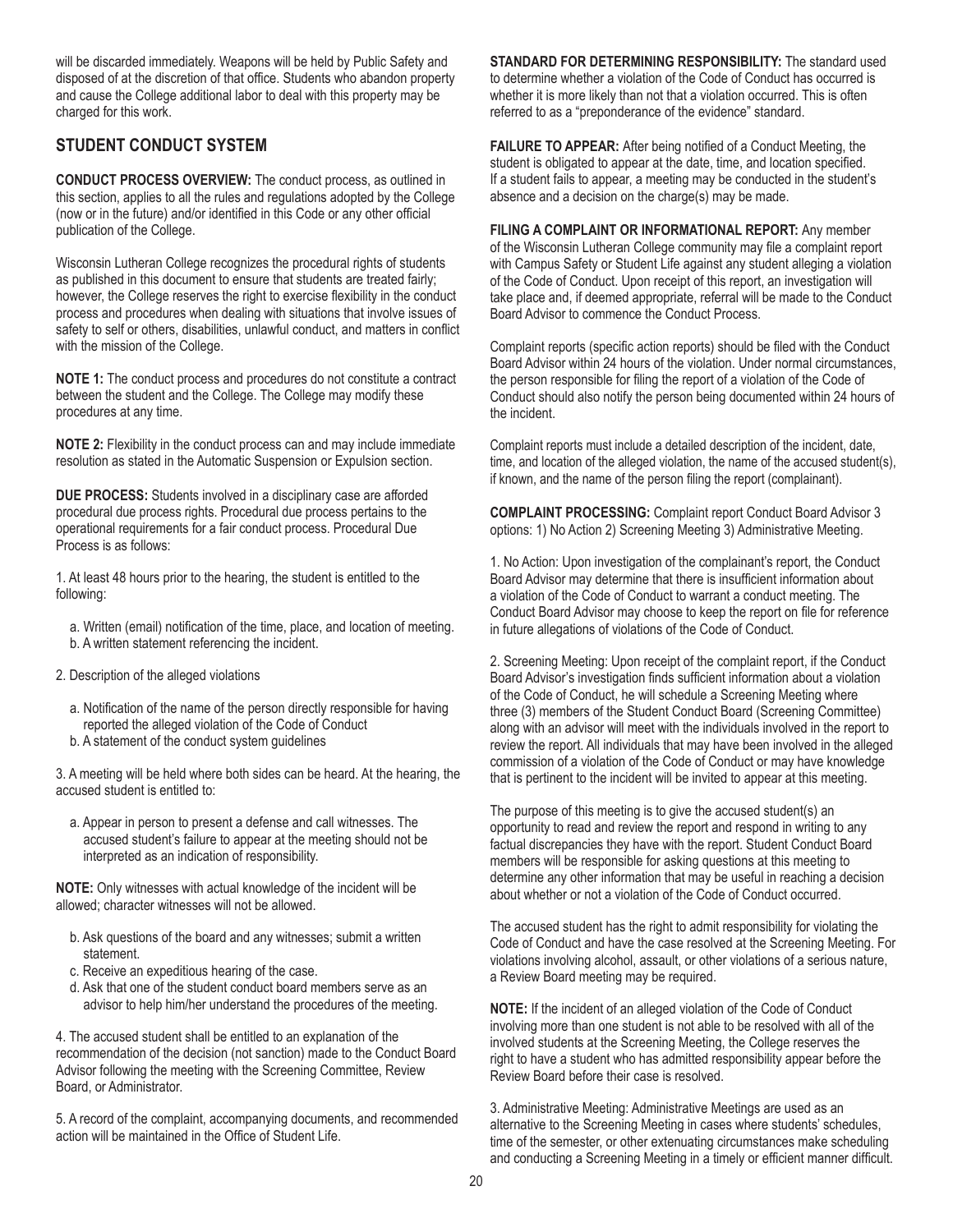will be discarded immediately. Weapons will be held by Public Safety and disposed of at the discretion of that office. Students who abandon property and cause the College additional labor to deal with this property may be charged for this work.

## STUDENT CONDUCT SYSTEM

**CONDUCT PROCESS OVERVIEW:** The conduct process, as outlined in this section, applies to all the rules and regulations adopted by the College (now or in the future) and/or identified in this Code or any other official publication of the College.

Wisconsin Lutheran College recognizes the procedural rights of students as published in this document to ensure that students are treated fairly; however, the College reserves the right to exercise flexibility in the conduct process and procedures when dealing with situations that involve issues of safety to self or others, disabilities, unlawful conduct, and matters in conflict with the mission of the College.

**NOTE 1:** The conduct process and procedures do not constitute a contract between the student and the College. The College may modify these procedures at any time.

**NOTE 2:** Flexibility in the conduct process can and may include immediate resolution as stated in the Automatic Suspension or Expulsion section.

**DUE PROCESS:** Students involved in a disciplinary case are afforded procedural due process rights. Procedural due process pertains to the operational requirements for a fair conduct process. Procedural Due Process is as follows:

1. At least 48 hours prior to the hearing, the student is entitled to the following:

   a. Written (email) notification of the time, place, and location of meeting.
   b. A written statement referencing the incident.

2. Description of the alleged violations

   a. Notification of the name of the person directly responsible for having reported the alleged violation of the Code of Conduct
   b. A statement of the conduct system guidelines

3. A meeting will be held where both sides can be heard. At the hearing, the accused student is entitled to:

   a. Appear in person to present a defense and call witnesses. The accused student's failure to appear at the meeting should not be interpreted as an indication of responsibility.

**NOTE:** Only witnesses with actual knowledge of the incident will be allowed; character witnesses will not be allowed.

   b. Ask questions of the board and any witnesses; submit a written statement.
   c. Receive an expeditious hearing of the case.
   d. Ask that one of the student conduct board members serve as an advisor to help him/her understand the procedures of the meeting.

4. The accused student shall be entitled to an explanation of the recommendation of the decision (not sanction) made to the Conduct Board Advisor following the meeting with the Screening Committee, Review Board, or Administrator.

5. A record of the complaint, accompanying documents, and recommended action will be maintained in the Office of Student Life.

**STANDARD FOR DETERMINING RESPONSIBILITY:** The standard used to determine whether a violation of the Code of Conduct has occurred is whether it is more likely than not that a violation occurred. This is often referred to as a "preponderance of the evidence" standard.

**FAILURE TO APPEAR:** After being notified of a Conduct Meeting, the student is obligated to appear at the date, time, and location specified. If a student fails to appear, a meeting may be conducted in the student's absence and a decision on the charge(s) may be made.

**FILING A COMPLAINT OR INFORMATIONAL REPORT:** Any member of the Wisconsin Lutheran College community may file a complaint report with Campus Safety or Student Life against any student alleging a violation of the Code of Conduct. Upon receipt of this report, an investigation will take place and, if deemed appropriate, referral will be made to the Conduct Board Advisor to commence the Conduct Process.

Complaint reports (specific action reports) should be filed with the Conduct Board Advisor within 24 hours of the violation. Under normal circumstances, the person responsible for filing the report of a violation of the Code of Conduct should also notify the person being documented within 24 hours of the incident.

Complaint reports must include a detailed description of the incident, date, time, and location of the alleged violation, the name of the accused student(s), if known, and the name of the person filing the report (complainant).

**COMPLAINT PROCESSING:** Complaint report Conduct Board Advisor 3 options: 1) No Action 2) Screening Meeting 3) Administrative Meeting.

1. No Action: Upon investigation of the complainant's report, the Conduct Board Advisor may determine that there is insufficient information about a violation of the Code of Conduct to warrant a conduct meeting. The Conduct Board Advisor may choose to keep the report on file for reference in future allegations of violations of the Code of Conduct.

2. Screening Meeting: Upon receipt of the complaint report, if the Conduct Board Advisor's investigation finds sufficient information about a violation of the Code of Conduct, he will schedule a Screening Meeting where three (3) members of the Student Conduct Board (Screening Committee) along with an advisor will meet with the individuals involved in the report to review the report. All individuals that may have been involved in the alleged commission of a violation of the Code of Conduct or may have knowledge that is pertinent to the incident will be invited to appear at this meeting.

The purpose of this meeting is to give the accused student(s) an opportunity to read and review the report and respond in writing to any factual discrepancies they have with the report. Student Conduct Board members will be responsible for asking questions at this meeting to determine any other information that may be useful in reaching a decision about whether or not a violation of the Code of Conduct occurred.

The accused student has the right to admit responsibility for violating the Code of Conduct and have the case resolved at the Screening Meeting. For violations involving alcohol, assault, or other violations of a serious nature, a Review Board meeting may be required.

**NOTE:** If the incident of an alleged violation of the Code of Conduct involving more than one student is not able to be resolved with all of the involved students at the Screening Meeting, the College reserves the right to have a student who has admitted responsibility appear before the Review Board before their case is resolved.

3. Administrative Meeting: Administrative Meetings are used as an alternative to the Screening Meeting in cases where students' schedules, time of the semester, or other extenuating circumstances make scheduling and conducting a Screening Meeting in a timely or efficient manner difficult.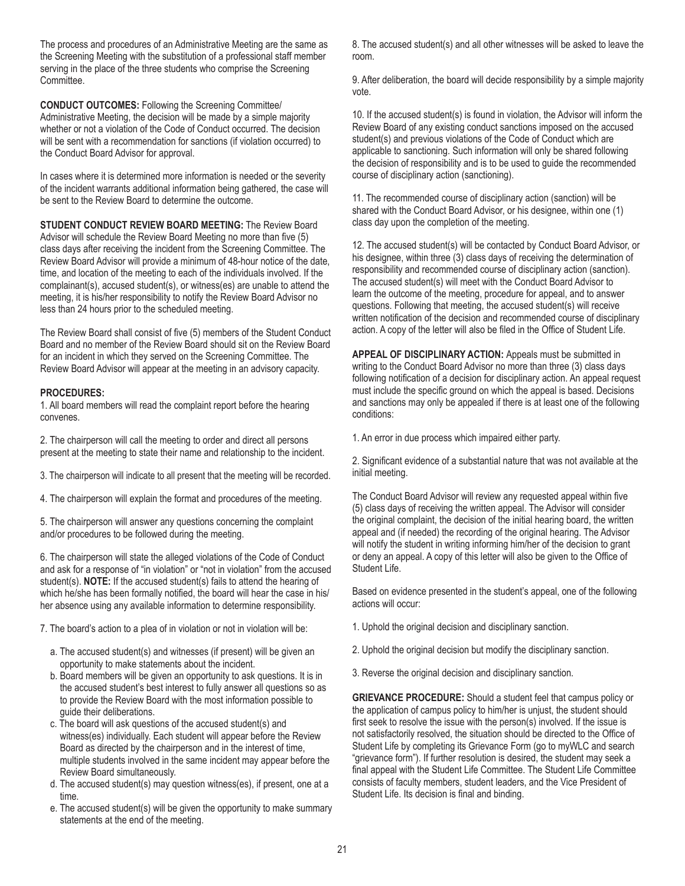The process and procedures of an Administrative Meeting are the same as the Screening Meeting with the substitution of a professional staff member serving in the place of the three students who comprise the Screening Committee.

**CONDUCT OUTCOMES:** Following the Screening Committee/ Administrative Meeting, the decision will be made by a simple majority whether or not a violation of the Code of Conduct occurred. The decision will be sent with a recommendation for sanctions (if violation occurred) to the Conduct Board Advisor for approval.

In cases where it is determined more information is needed or the severity of the incident warrants additional information being gathered, the case will be sent to the Review Board to determine the outcome.

**STUDENT CONDUCT REVIEW BOARD MEETING:** The Review Board Advisor will schedule the Review Board Meeting no more than five (5) class days after receiving the incident from the Screening Committee. The Review Board Advisor will provide a minimum of 48-hour notice of the date, time, and location of the meeting to each of the individuals involved. If the complainant(s), accused student(s), or witness(es) are unable to attend the meeting, it is his/her responsibility to notify the Review Board Advisor no less than 24 hours prior to the scheduled meeting.

The Review Board shall consist of five (5) members of the Student Conduct Board and no member of the Review Board should sit on the Review Board for an incident in which they served on the Screening Committee. The Review Board Advisor will appear at the meeting in an advisory capacity.

**PROCEDURES:**

1. All board members will read the complaint report before the hearing convenes.

2. The chairperson will call the meeting to order and direct all persons present at the meeting to state their name and relationship to the incident.

3. The chairperson will indicate to all present that the meeting will be recorded.

4. The chairperson will explain the format and procedures of the meeting.

5. The chairperson will answer any questions concerning the complaint and/or procedures to be followed during the meeting.

6. The chairperson will state the alleged violations of the Code of Conduct and ask for a response of "in violation" or "not in violation" from the accused student(s). **NOTE:** If the accused student(s) fails to attend the hearing of which he/she has been formally notified, the board will hear the case in his/ her absence using any available information to determine responsibility.

7. The board's action to a plea of in violation or not in violation will be:

   a. The accused student(s) and witnesses (if present) will be given an opportunity to make statements about the incident.

   b. Board members will be given an opportunity to ask questions. It is in the accused student's best interest to fully answer all questions so as to provide the Review Board with the most information possible to guide their deliberations.

   c. The board will ask questions of the accused student(s) and witness(es) individually. Each student will appear before the Review Board as directed by the chairperson and in the interest of time, multiple students involved in the same incident may appear before the Review Board simultaneously.

   d. The accused student(s) may question witness(es), if present, one at a time.

   e. The accused student(s) will be given the opportunity to make summary statements at the end of the meeting.

8. The accused student(s) and all other witnesses will be asked to leave the room.

9. After deliberation, the board will decide responsibility by a simple majority vote.

10. If the accused student(s) is found in violation, the Advisor will inform the Review Board of any existing conduct sanctions imposed on the accused student(s) and previous violations of the Code of Conduct which are applicable to sanctioning. Such information will only be shared following the decision of responsibility and is to be used to guide the recommended course of disciplinary action (sanctioning).

11. The recommended course of disciplinary action (sanction) will be shared with the Conduct Board Advisor, or his designee, within one (1) class day upon the completion of the meeting.

12. The accused student(s) will be contacted by Conduct Board Advisor, or his designee, within three (3) class days of receiving the determination of responsibility and recommended course of disciplinary action (sanction). The accused student(s) will meet with the Conduct Board Advisor to learn the outcome of the meeting, procedure for appeal, and to answer questions. Following that meeting, the accused student(s) will receive written notification of the decision and recommended course of disciplinary action. A copy of the letter will also be filed in the Office of Student Life.

**APPEAL OF DISCIPLINARY ACTION:** Appeals must be submitted in writing to the Conduct Board Advisor no more than three (3) class days following notification of a decision for disciplinary action. An appeal request must include the specific ground on which the appeal is based. Decisions and sanctions may only be appealed if there is at least one of the following conditions:

1. An error in due process which impaired either party.

2. Significant evidence of a substantial nature that was not available at the initial meeting.

The Conduct Board Advisor will review any requested appeal within five (5) class days of receiving the written appeal. The Advisor will consider the original complaint, the decision of the initial hearing board, the written appeal and (if needed) the recording of the original hearing. The Advisor will notify the student in writing informing him/her of the decision to grant or deny an appeal. A copy of this letter will also be given to the Office of Student Life.

Based on evidence presented in the student's appeal, one of the following actions will occur:

1. Uphold the original decision and disciplinary sanction.

2. Uphold the original decision but modify the disciplinary sanction.

3. Reverse the original decision and disciplinary sanction.

**GRIEVANCE PROCEDURE:** Should a student feel that campus policy or the application of campus policy to him/her is unjust, the student should first seek to resolve the issue with the person(s) involved. If the issue is not satisfactorily resolved, the situation should be directed to the Office of Student Life by completing its Grievance Form (go to myWLC and search "grievance form"). If further resolution is desired, the student may seek a final appeal with the Student Life Committee. The Student Life Committee consists of faculty members, student leaders, and the Vice President of Student Life. Its decision is final and binding.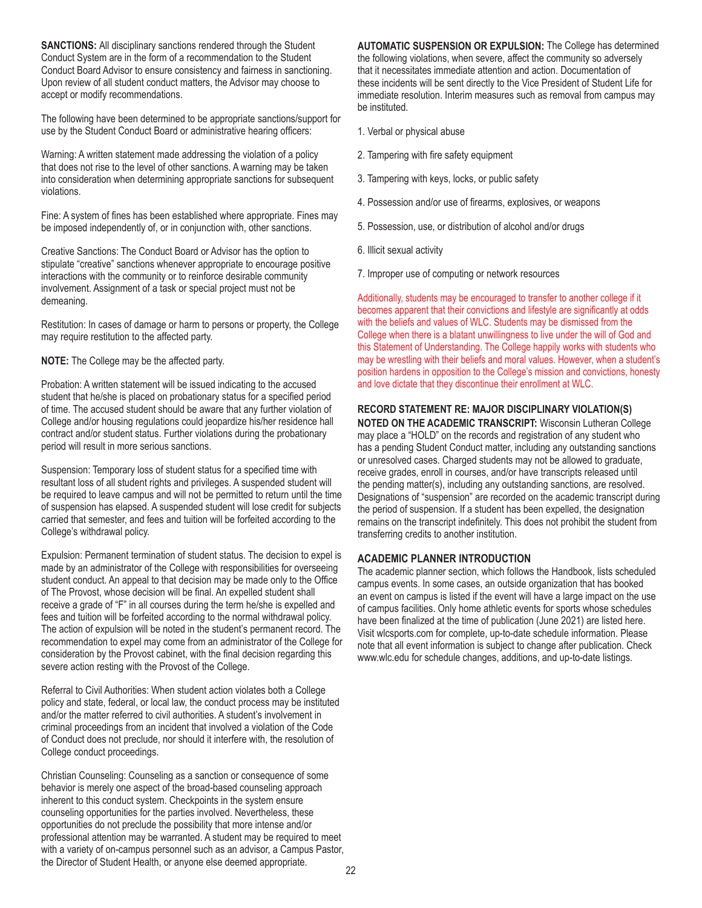**SANCTIONS:** All disciplinary sanctions rendered through the Student Conduct System are in the form of a recommendation to the Student Conduct Board Advisor to ensure consistency and fairness in sanctioning. Upon review of all student conduct matters, the Advisor may choose to accept or modify recommendations.

The following have been determined to be appropriate sanctions/support for use by the Student Conduct Board or administrative hearing officers:

Warning: A written statement made addressing the violation of a policy that does not rise to the level of other sanctions. A warning may be taken into consideration when determining appropriate sanctions for subsequent violations.

Fine: A system of fines has been established where appropriate. Fines may be imposed independently of, or in conjunction with, other sanctions.

Creative Sanctions: The Conduct Board or Advisor has the option to stipulate "creative" sanctions whenever appropriate to encourage positive interactions with the community or to reinforce desirable community involvement. Assignment of a task or special project must not be demeaning.

Restitution: In cases of damage or harm to persons or property, the College may require restitution to the affected party.

**NOTE:** The College may be the affected party.

Probation: A written statement will be issued indicating to the accused student that he/she is placed on probationary status for a specified period of time. The accused student should be aware that any further violation of College and/or housing regulations could jeopardize his/her residence hall contract and/or student status. Further violations during the probationary period will result in more serious sanctions.

Suspension: Temporary loss of student status for a specified time with resultant loss of all student rights and privileges. A suspended student will be required to leave campus and will not be permitted to return until the time of suspension has elapsed. A suspended student will lose credit for subjects carried that semester, and fees and tuition will be forfeited according to the College's withdrawal policy.

Expulsion: Permanent termination of student status. The decision to expel is made by an administrator of the College with responsibilities for overseeing student conduct. An appeal to that decision may be made only to the Office of The Provost, whose decision will be final. An expelled student shall receive a grade of "F" in all courses during the term he/she is expelled and fees and tuition will be forfeited according to the normal withdrawal policy. The action of expulsion will be noted in the student's permanent record. The recommendation to expel may come from an administrator of the College for consideration by the Provost cabinet, with the final decision regarding this severe action resting with the Provost of the College.

Referral to Civil Authorities: When student action violates both a College policy and state, federal, or local law, the conduct process may be instituted and/or the matter referred to civil authorities. A student's involvement in criminal proceedings from an incident that involved a violation of the Code of Conduct does not preclude, nor should it interfere with, the resolution of College conduct proceedings.

Christian Counseling: Counseling as a sanction or consequence of some behavior is merely one aspect of the broad-based counseling approach inherent to this conduct system. Checkpoints in the system ensure counseling opportunities for the parties involved. Nevertheless, these opportunities do not preclude the possibility that more intense and/or professional attention may be warranted. A student may be required to meet with a variety of on-campus personnel such as an advisor, a Campus Pastor, the Director of Student Health, or anyone else deemed appropriate.

**AUTOMATIC SUSPENSION OR EXPULSION:** The College has determined the following violations, when severe, affect the community so adversely that it necessitates immediate attention and action. Documentation of these incidents will be sent directly to the Vice President of Student Life for immediate resolution. Interim measures such as removal from campus may be instituted.

1. Verbal or physical abuse
2. Tampering with fire safety equipment
3. Tampering with keys, locks, or public safety
4. Possession and/or use of firearms, explosives, or weapons
5. Possession, use, or distribution of alcohol and/or drugs
6. Illicit sexual activity
7. Improper use of computing or network resources

Additionally, students may be encouraged to transfer to another college if it becomes apparent that their convictions and lifestyle are significantly at odds with the beliefs and values of WLC. Students may be dismissed from the College when there is a blatant unwillingness to live under the will of God and this Statement of Understanding. The College happily works with students who may be wrestling with their beliefs and moral values. However, when a student's position hardens in opposition to the College's mission and convictions, honesty and love dictate that they discontinue their enrollment at WLC.

**RECORD STATEMENT RE: MAJOR DISCIPLINARY VIOLATION(S) NOTED ON THE ACADEMIC TRANSCRIPT:** Wisconsin Lutheran College may place a "HOLD" on the records and registration of any student who has a pending Student Conduct matter, including any outstanding sanctions or unresolved cases. Charged students may not be allowed to graduate, receive grades, enroll in courses, and/or have transcripts released until the pending matter(s), including any outstanding sanctions, are resolved. Designations of "suspension" are recorded on the academic transcript during the period of suspension. If a student has been expelled, the designation remains on the transcript indefinitely. This does not prohibit the student from transferring credits to another institution.

## ACADEMIC PLANNER INTRODUCTION

The academic planner section, which follows the Handbook, lists scheduled campus events. In some cases, an outside organization that has booked an event on campus is listed if the event will have a large impact on the use of campus facilities. Only home athletic events for sports whose schedules have been finalized at the time of publication (June 2021) are listed here. Visit wlcsports.com for complete, up-to-date schedule information. Please note that all event information is subject to change after publication. Check www.wlc.edu for schedule changes, additions, and up-to-date listings.